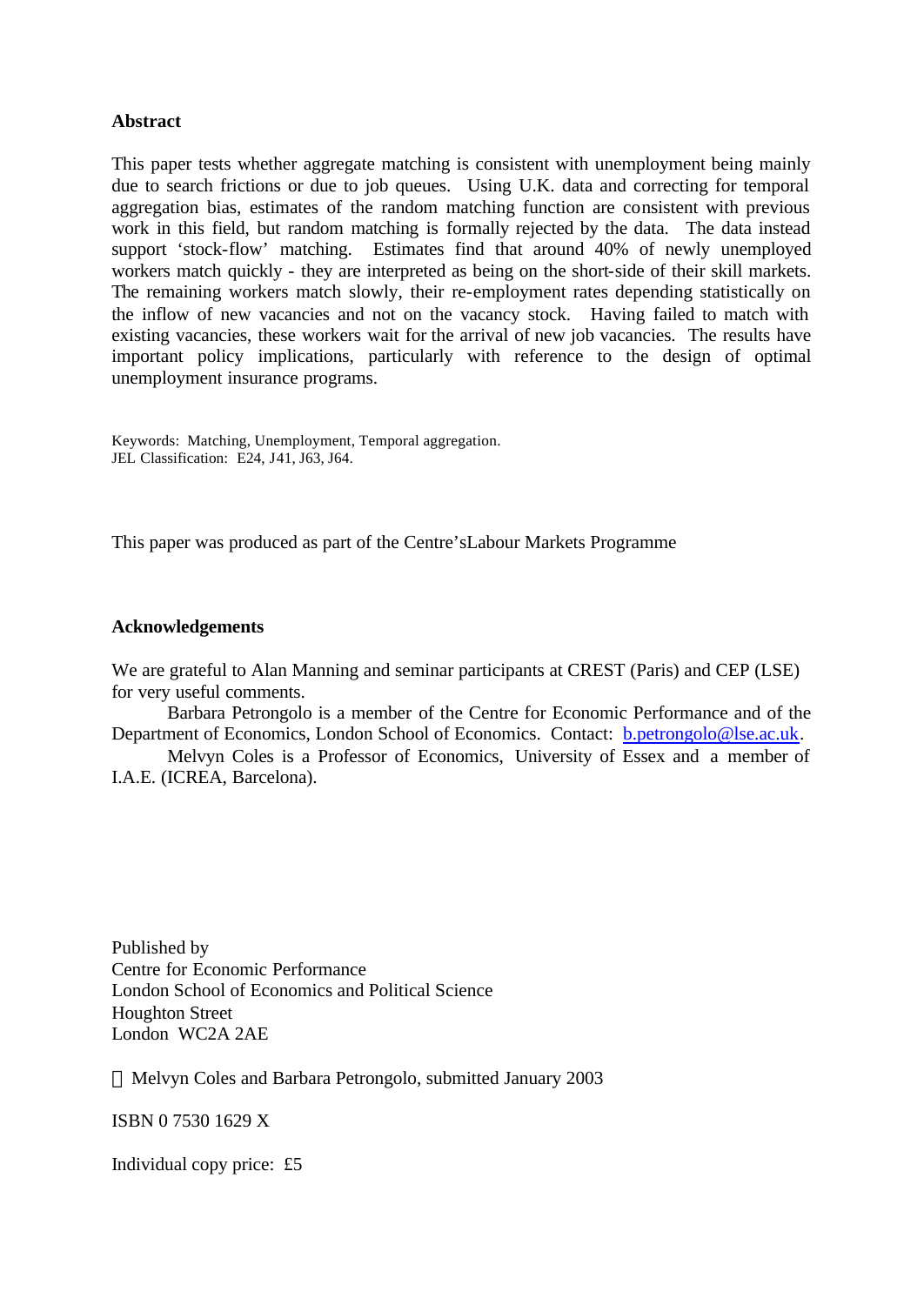**Abstract**

This paper tests whether aggregate matching is consistent with unemployment being mainly due to search frictions or due to job queues. Using U.K. data and correcting for temporal aggregation bias, estimates of the random matching function are consistent with previous work in this field, but random matching is formally rejected by the data. The data instead support 'stock-flow' matching. Estimates find that around 40% of newly unemployed workers match quickly - they are interpreted as being on the short-side of their skill markets. The remaining workers match slowly, their re-employment rates depending statistically on the inflow of new vacancies and not on the vacancy stock. Having failed to match with existing vacancies, these workers wait for the arrival of new job vacancies. The results have important policy implications, particularly with reference to the design of optimal unemployment insurance programs.

Keywords: Matching, Unemployment, Temporal aggregation.
JEL Classification: E24, J41, J63, J64.

This paper was produced as part of the Centre'sLabour Markets Programme

**Acknowledgements**

We are grateful to Alan Manning and seminar participants at CREST (Paris) and CEP (LSE) for very useful comments.

Barbara Petrongolo is a member of the Centre for Economic Performance and of the Department of Economics, London School of Economics. Contact: b.petrongolo@lse.ac.uk.

Melvyn Coles is a Professor of Economics, University of Essex and a member of I.A.E. (ICREA, Barcelona).

Published by
Centre for Economic Performance
London School of Economics and Political Science
Houghton Street
London WC2A 2AE

© Melvyn Coles and Barbara Petrongolo, submitted January 2003

ISBN 0 7530 1629 X

Individual copy price: £5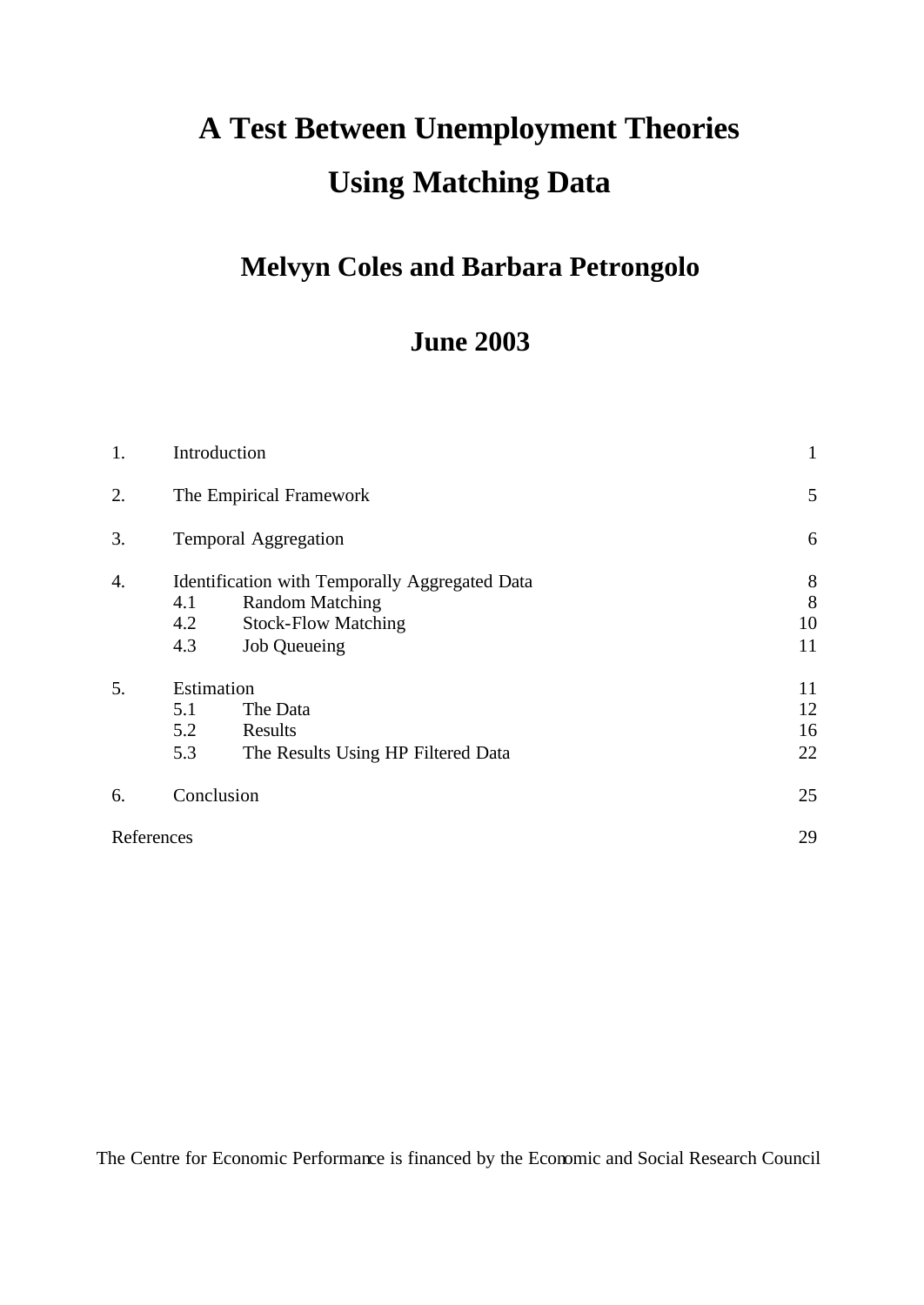# A Test Between Unemployment Theories Using Matching Data

## Melvyn Coles and Barbara Petrongolo

## June 2003

| | | |
|---|---|---|
| 1. | Introduction | 1 |
| 2. | The Empirical Framework | 5 |
| 3. | Temporal Aggregation | 6 |
| 4. | Identification with Temporally Aggregated Data | 8 |
| | 4.1 Random Matching | 8 |
| | 4.2 Stock-Flow Matching | 10 |
| | 4.3 Job Queueing | 11 |
| 5. | Estimation | 11 |
| | 5.1 The Data | 12 |
| | 5.2 Results | 16 |
| | 5.3 The Results Using HP Filtered Data | 22 |
| 6. | Conclusion | 25 |
| References | | 29 |

The Centre for Economic Performance is financed by the Economic and Social Research Council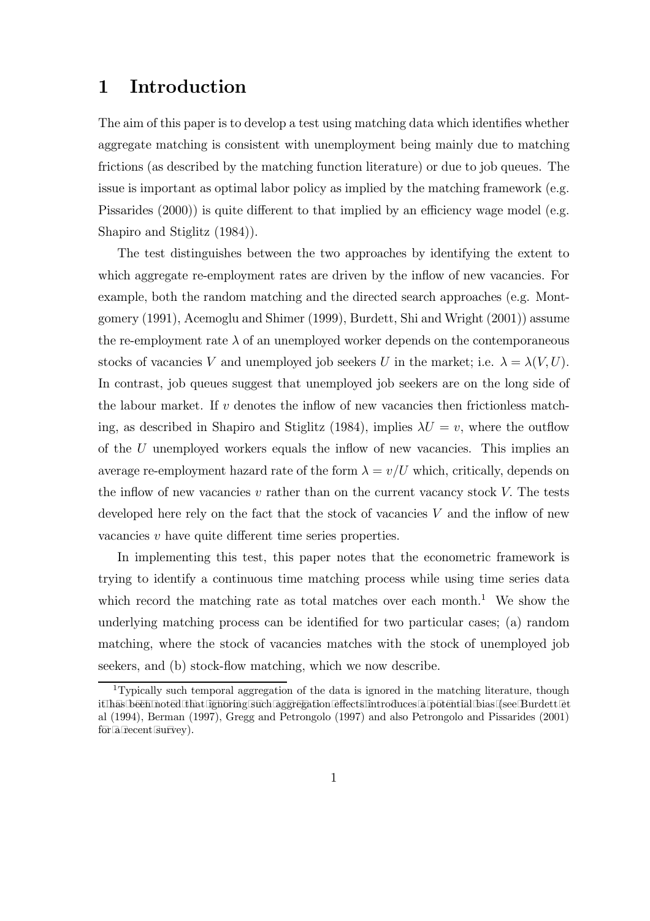# 1 Introduction

The aim of this paper is to develop a test using matching data which identifies whether aggregate matching is consistent with unemployment being mainly due to matching frictions (as described by the matching function literature) or due to job queues. The issue is important as optimal labor policy as implied by the matching framework (e.g. Pissarides (2000)) is quite different to that implied by an efficiency wage model (e.g. Shapiro and Stiglitz (1984)).

The test distinguishes between the two approaches by identifying the extent to which aggregate re-employment rates are driven by the inflow of new vacancies. For example, both the random matching and the directed search approaches (e.g. Montgomery (1991), Acemoglu and Shimer (1999), Burdett, Shi and Wright (2001)) assume the re-employment rate $\lambda$ of an unemployed worker depends on the contemporaneous stocks of vacancies $V$ and unemployed job seekers $U$ in the market; i.e. $\lambda = \lambda(V, U)$. In contrast, job queues suggest that unemployed job seekers are on the long side of the labour market. If $v$ denotes the inflow of new vacancies then frictionless matching, as described in Shapiro and Stiglitz (1984), implies $\lambda U = v$, where the outflow of the $U$ unemployed workers equals the inflow of new vacancies. This implies an average re-employment hazard rate of the form $\lambda = v/U$ which, critically, depends on the inflow of new vacancies $v$ rather than on the current vacancy stock $V$. The tests developed here rely on the fact that the stock of vacancies $V$ and the inflow of new vacancies $v$ have quite different time series properties.

In implementing this test, this paper notes that the econometric framework is trying to identify a continuous time matching process while using time series data which record the matching rate as total matches over each month.[1] We show the underlying matching process can be identified for two particular cases; (a) random matching, where the stock of vacancies matches with the stock of unemployed job seekers, and (b) stock-flow matching, which we now describe.

[1] Typically such temporal aggregation of the data is ignored in the matching literature, though it has been noted that ignoring such aggregation effects introduces a potential bias (see Burdett et al (1994), Berman (1997), Gregg and Petrongolo (1997) and also Petrongolo and Pissarides (2001) for a recent survey).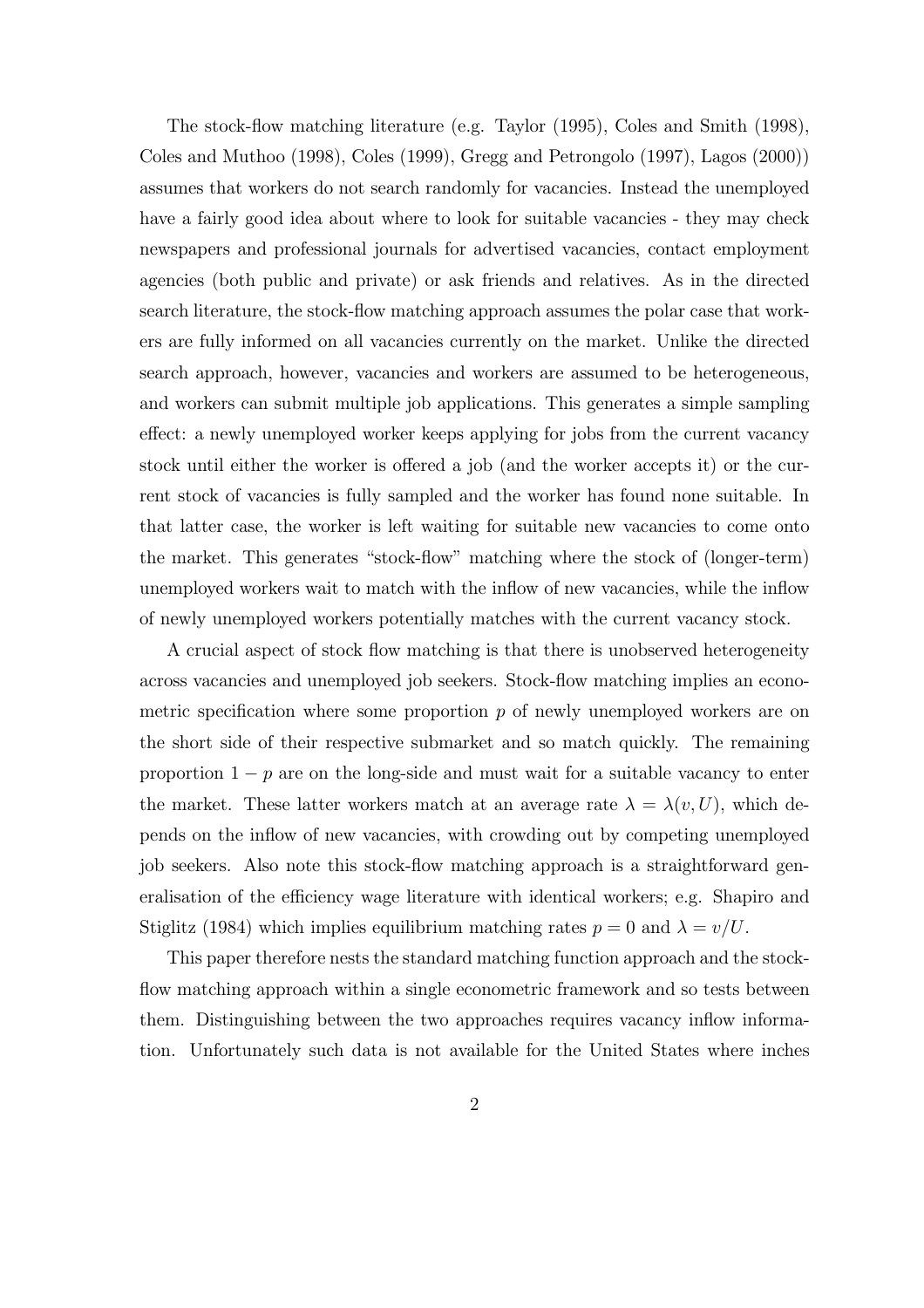The stock-flow matching literature (e.g. Taylor (1995), Coles and Smith (1998), Coles and Muthoo (1998), Coles (1999), Gregg and Petrongolo (1997), Lagos (2000)) assumes that workers do not search randomly for vacancies. Instead the unemployed have a fairly good idea about where to look for suitable vacancies - they may check newspapers and professional journals for advertised vacancies, contact employment agencies (both public and private) or ask friends and relatives. As in the directed search literature, the stock-flow matching approach assumes the polar case that workers are fully informed on all vacancies currently on the market. Unlike the directed search approach, however, vacancies and workers are assumed to be heterogeneous, and workers can submit multiple job applications. This generates a simple sampling effect: a newly unemployed worker keeps applying for jobs from the current vacancy stock until either the worker is offered a job (and the worker accepts it) or the current stock of vacancies is fully sampled and the worker has found none suitable. In that latter case, the worker is left waiting for suitable new vacancies to come onto the market. This generates "stock-flow" matching where the stock of (longer-term) unemployed workers wait to match with the inflow of new vacancies, while the inflow of newly unemployed workers potentially matches with the current vacancy stock.

A crucial aspect of stock flow matching is that there is unobserved heterogeneity across vacancies and unemployed job seekers. Stock-flow matching implies an econometric specification where some proportion $p$ of newly unemployed workers are on the short side of their respective submarket and so match quickly. The remaining proportion $1 - p$ are on the long-side and must wait for a suitable vacancy to enter the market. These latter workers match at an average rate $\lambda = \lambda(v, U)$, which depends on the inflow of new vacancies, with crowding out by competing unemployed job seekers. Also note this stock-flow matching approach is a straightforward generalisation of the efficiency wage literature with identical workers; e.g. Shapiro and Stiglitz (1984) which implies equilibrium matching rates $p = 0$ and $\lambda = v/U$.

This paper therefore nests the standard matching function approach and the stock-flow matching approach within a single econometric framework and so tests between them. Distinguishing between the two approaches requires vacancy inflow information. Unfortunately such data is not available for the United States where inches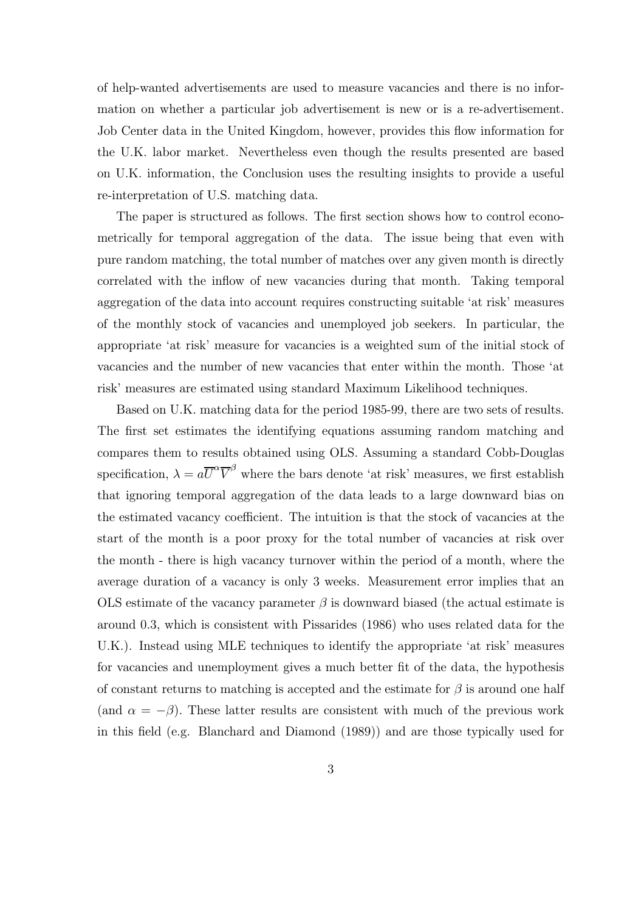of help-wanted advertisements are used to measure vacancies and there is no information on whether a particular job advertisement is new or is a re-advertisement. Job Center data in the United Kingdom, however, provides this flow information for the U.K. labor market. Nevertheless even though the results presented are based on U.K. information, the Conclusion uses the resulting insights to provide a useful re-interpretation of U.S. matching data.

The paper is structured as follows. The first section shows how to control econometrically for temporal aggregation of the data. The issue being that even with pure random matching, the total number of matches over any given month is directly correlated with the inflow of new vacancies during that month. Taking temporal aggregation of the data into account requires constructing suitable 'at risk' measures of the monthly stock of vacancies and unemployed job seekers. In particular, the appropriate 'at risk' measure for vacancies is a weighted sum of the initial stock of vacancies and the number of new vacancies that enter within the month. Those 'at risk' measures are estimated using standard Maximum Likelihood techniques.

Based on U.K. matching data for the period 1985-99, there are two sets of results. The first set estimates the identifying equations assuming random matching and compares them to results obtained using OLS. Assuming a standard Cobb-Douglas specification, $\lambda = a\overline{U}^{\alpha}\overline{V}^{\beta}$ where the bars denote 'at risk' measures, we first establish that ignoring temporal aggregation of the data leads to a large downward bias on the estimated vacancy coefficient. The intuition is that the stock of vacancies at the start of the month is a poor proxy for the total number of vacancies at risk over the month - there is high vacancy turnover within the period of a month, where the average duration of a vacancy is only 3 weeks. Measurement error implies that an OLS estimate of the vacancy parameter $\beta$ is downward biased (the actual estimate is around 0.3, which is consistent with Pissarides (1986) who uses related data for the U.K.). Instead using MLE techniques to identify the appropriate 'at risk' measures for vacancies and unemployment gives a much better fit of the data, the hypothesis of constant returns to matching is accepted and the estimate for $\beta$ is around one half (and $\alpha = -\beta$). These latter results are consistent with much of the previous work in this field (e.g. Blanchard and Diamond (1989)) and are those typically used for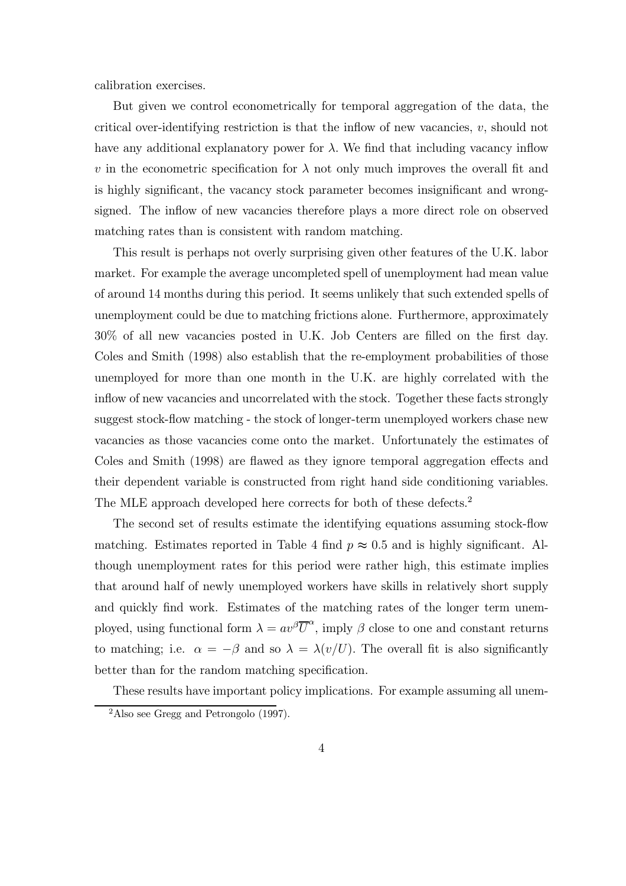calibration exercises.

But given we control econometrically for temporal aggregation of the data, the critical over-identifying restriction is that the inflow of new vacancies, $v$, should not have any additional explanatory power for $\lambda$. We find that including vacancy inflow $v$ in the econometric specification for $\lambda$ not only much improves the overall fit and is highly significant, the vacancy stock parameter becomes insignificant and wrong-signed. The inflow of new vacancies therefore plays a more direct role on observed matching rates than is consistent with random matching.

This result is perhaps not overly surprising given other features of the U.K. labor market. For example the average uncompleted spell of unemployment had mean value of around 14 months during this period. It seems unlikely that such extended spells of unemployment could be due to matching frictions alone. Furthermore, approximately 30% of all new vacancies posted in U.K. Job Centers are filled on the first day. Coles and Smith (1998) also establish that the re-employment probabilities of those unemployed for more than one month in the U.K. are highly correlated with the inflow of new vacancies and uncorrelated with the stock. Together these facts strongly suggest stock-flow matching - the stock of longer-term unemployed workers chase new vacancies as those vacancies come onto the market. Unfortunately the estimates of Coles and Smith (1998) are flawed as they ignore temporal aggregation effects and their dependent variable is constructed from right hand side conditioning variables. The MLE approach developed here corrects for both of these defects.[2]

The second set of results estimate the identifying equations assuming stock-flow matching. Estimates reported in Table 4 find $p \approx 0.5$ and is highly significant. Although unemployment rates for this period were rather high, this estimate implies that around half of newly unemployed workers have skills in relatively short supply and quickly find work. Estimates of the matching rates of the longer term unemployed, using functional form $\lambda = av^{\beta}\overline{U}^{\alpha}$, imply $\beta$ close to one and constant returns to matching; i.e. $\alpha = -\beta$ and so $\lambda = \lambda(v/U)$. The overall fit is also significantly better than for the random matching specification.

These results have important policy implications. For example assuming all unem-

[2] Also see Gregg and Petrongolo (1997).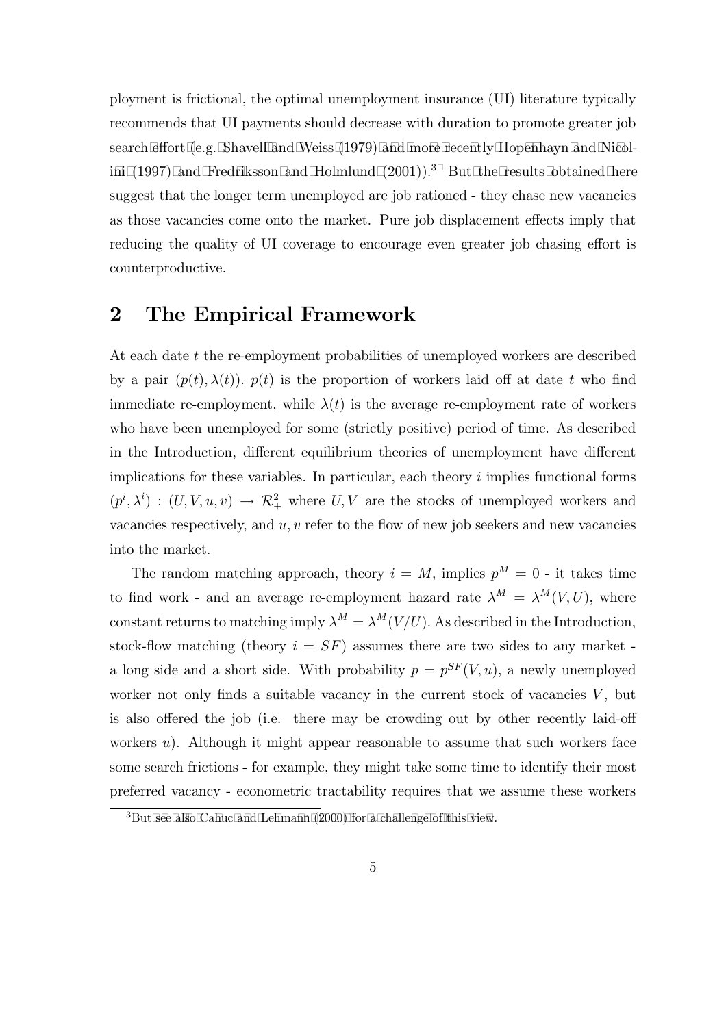ployment is frictional, the optimal unemployment insurance (UI) literature typically recommends that UI payments should decrease with duration to promote greater job search effort (e.g. Shavell and Weiss (1979) and more recently Hopenhayn and Nicolini (1997) and Fredriksson and Holmlund (2001)).[3] But the results obtained here suggest that the longer term unemployed are job rationed - they chase new vacancies as those vacancies come onto the market. Pure job displacement effects imply that reducing the quality of UI coverage to encourage even greater job chasing effort is counterproductive.

## 2 The Empirical Framework

At each date $t$ the re-employment probabilities of unemployed workers are described by a pair $(p(t), \lambda(t))$. $p(t)$ is the proportion of workers laid off at date $t$ who find immediate re-employment, while $\lambda(t)$ is the average re-employment rate of workers who have been unemployed for some (strictly positive) period of time. As described in the Introduction, different equilibrium theories of unemployment have different implications for these variables. In particular, each theory $i$ implies functional forms $(p^i, \lambda^i) : (U, V, u, v) \rightarrow \mathcal{R}^2_+$ where $U, V$ are the stocks of unemployed workers and vacancies respectively, and $u, v$ refer to the flow of new job seekers and new vacancies into the market.

The random matching approach, theory $i = M$, implies $p^M = 0$ - it takes time to find work - and an average re-employment hazard rate $\lambda^M = \lambda^M(V, U)$, where constant returns to matching imply $\lambda^M = \lambda^M(V/U)$. As described in the Introduction, stock-flow matching (theory $i = SF$) assumes there are two sides to any market - a long side and a short side. With probability $p = p^{SF}(V, u)$, a newly unemployed worker not only finds a suitable vacancy in the current stock of vacancies $V$, but is also offered the job (i.e. there may be crowding out by other recently laid-off workers $u$). Although it might appear reasonable to assume that such workers face some search frictions - for example, they might take some time to identify their most preferred vacancy - econometric tractability requires that we assume these workers

[3] But see also Cahuc and Lehmann (2000) for a challenge of this view.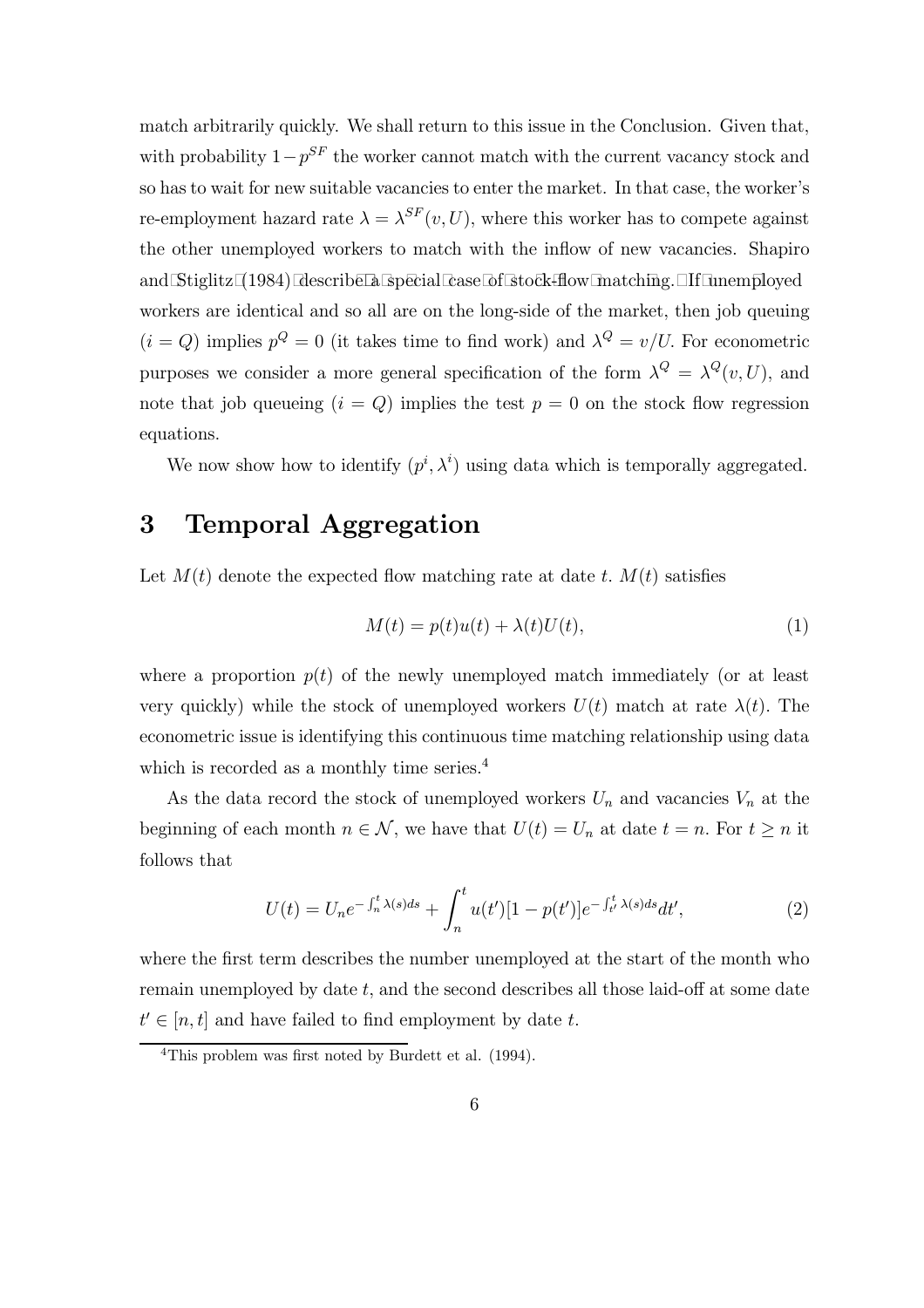match arbitrarily quickly. We shall return to this issue in the Conclusion. Given that, with probability $1-p^{SF}$ the worker cannot match with the current vacancy stock and so has to wait for new suitable vacancies to enter the market. In that case, the worker's re-employment hazard rate $\lambda = \lambda^{SF}(v, U)$, where this worker has to compete against the other unemployed workers to match with the inflow of new vacancies. Shapiro and Stiglitz (1984) describe a special case of stock-flow matching. If unemployed workers are identical and so all are on the long-side of the market, then job queuing ($i = Q$) implies $p^Q = 0$ (it takes time to find work) and $\lambda^Q = v/U$. For econometric purposes we consider a more general specification of the form $\lambda^Q = \lambda^Q(v, U)$, and note that job queueing ($i = Q$) implies the test $p = 0$ on the stock flow regression equations.

We now show how to identify $(p^i, \lambda^i)$ using data which is temporally aggregated.

# 3 Temporal Aggregation

Let $M(t)$ denote the expected flow matching rate at date $t$. $M(t)$ satisfies

$$M(t) = p(t)u(t) + \lambda(t)U(t), \tag{1}$$

where a proportion $p(t)$ of the newly unemployed match immediately (or at least very quickly) while the stock of unemployed workers $U(t)$ match at rate $\lambda(t)$. The econometric issue is identifying this continuous time matching relationship using data which is recorded as a monthly time series.[4]

As the data record the stock of unemployed workers $U_n$ and vacancies $V_n$ at the beginning of each month $n \in \mathcal{N}$, we have that $U(t) = U_n$ at date $t = n$. For $t \geq n$ it follows that

$$U(t) = U_n e^{-\int_n^t \lambda(s)ds} + \int_n^t u(t')[1 - p(t')]e^{-\int_{t'}^t \lambda(s)ds} dt', \tag{2}$$

where the first term describes the number unemployed at the start of the month who remain unemployed by date $t$, and the second describes all those laid-off at some date $t' \in [n, t]$ and have failed to find employment by date $t$.

[4] This problem was first noted by Burdett et al. (1994).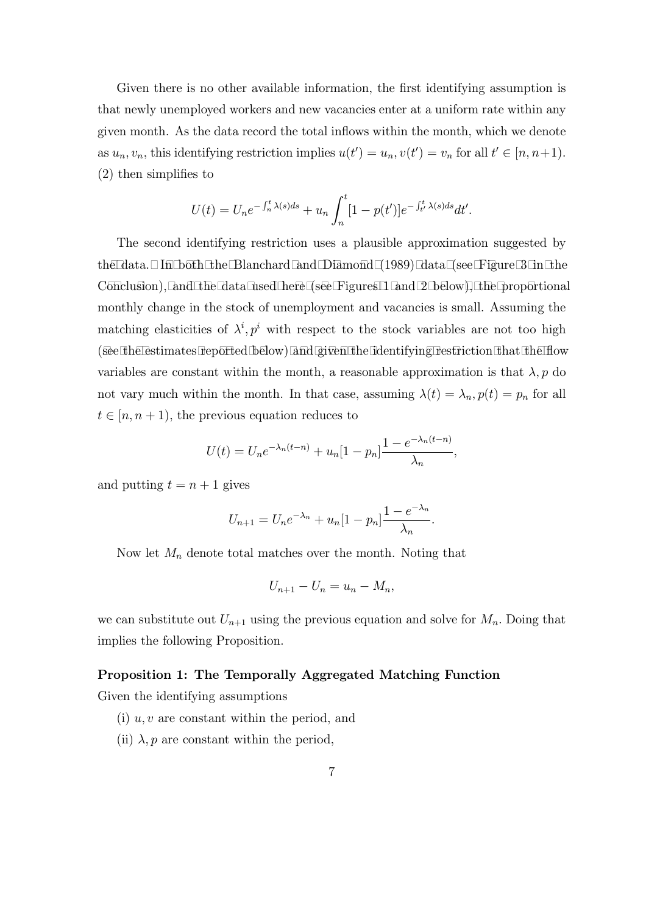Given there is no other available information, the first identifying assumption is that newly unemployed workers and new vacancies enter at a uniform rate within any given month. As the data record the total inflows within the month, which we denote as $u_n, v_n$, this identifying restriction implies $u(t') = u_n, v(t') = v_n$ for all $t' \in [n, n+1)$. (2) then simplifies to

$$U(t) = U_n e^{-\int_n^t \lambda(s)ds} + u_n \int_n^t [1 - p(t')] e^{-\int_{t'}^t \lambda(s)ds} dt'.$$

The second identifying restriction uses a plausible approximation suggested by the data. In both the Blanchard and Diamond (1989) data (see Figure 3 in the Conclusion), and the data used here (see Figures 1 and 2 below), the proportional monthly change in the stock of unemployment and vacancies is small. Assuming the matching elasticities of $\lambda^i, p^i$ with respect to the stock variables are not too high (see the estimates reported below) and given the identifying restriction that the flow variables are constant within the month, a reasonable approximation is that $\lambda, p$ do not vary much within the month. In that case, assuming $\lambda(t) = \lambda_n, p(t) = p_n$ for all $t \in [n, n+1)$, the previous equation reduces to

$$U(t) = U_n e^{-\lambda_n(t-n)} + u_n[1 - p_n] \frac{1 - e^{-\lambda_n(t-n)}}{\lambda_n},$$

and putting $t = n+1$ gives

$$U_{n+1} = U_n e^{-\lambda_n} + u_n[1 - p_n] \frac{1 - e^{-\lambda_n}}{\lambda_n}.$$

Now let $M_n$ denote total matches over the month. Noting that

$$U_{n+1} - U_n = u_n - M_n,$$

we can substitute out $U_{n+1}$ using the previous equation and solve for $M_n$. Doing that implies the following Proposition.

**Proposition 1: The Temporally Aggregated Matching Function**

Given the identifying assumptions

(i) $u, v$ are constant within the period, and

(ii) $\lambda, p$ are constant within the period,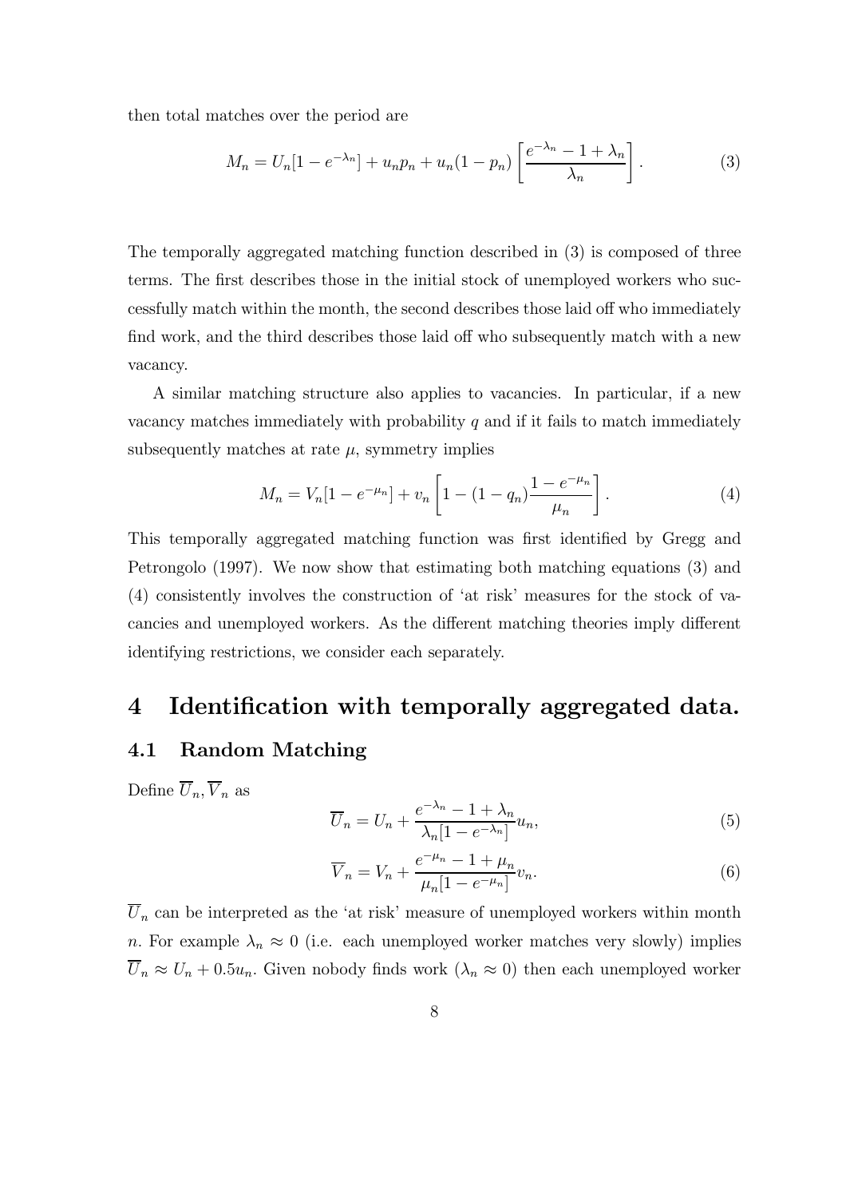then total matches over the period are

$$M_n = U_n[1 - e^{-\lambda_n}] + u_n p_n + u_n(1 - p_n)\left[\frac{e^{-\lambda_n} - 1 + \lambda_n}{\lambda_n}\right]. \tag{3}$$

The temporally aggregated matching function described in (3) is composed of three terms. The first describes those in the initial stock of unemployed workers who successfully match within the month, the second describes those laid off who immediately find work, and the third describes those laid off who subsequently match with a new vacancy.

A similar matching structure also applies to vacancies. In particular, if a new vacancy matches immediately with probability $q$ and if it fails to match immediately subsequently matches at rate $\mu$, symmetry implies

$$M_n = V_n[1 - e^{-\mu_n}] + v_n\left[1 - (1 - q_n)\frac{1 - e^{-\mu_n}}{\mu_n}\right]. \tag{4}$$

This temporally aggregated matching function was first identified by Gregg and Petrongolo (1997). We now show that estimating both matching equations (3) and (4) consistently involves the construction of 'at risk' measures for the stock of vacancies and unemployed workers. As the different matching theories imply different identifying restrictions, we consider each separately.

# 4 Identification with temporally aggregated data.

## 4.1 Random Matching

Define $\overline{U}_n, \overline{V}_n$ as

$$\overline{U}_n = U_n + \frac{e^{-\lambda_n} - 1 + \lambda_n}{\lambda_n[1 - e^{-\lambda_n}]}u_n, \tag{5}$$

$$\overline{V}_n = V_n + \frac{e^{-\mu_n} - 1 + \mu_n}{\mu_n[1 - e^{-\mu_n}]}v_n. \tag{6}$$

$\overline{U}_n$ can be interpreted as the 'at risk' measure of unemployed workers within month $n$. For example $\lambda_n \approx 0$ (i.e. each unemployed worker matches very slowly) implies $\overline{U}_n \approx U_n + 0.5u_n$. Given nobody finds work ($\lambda_n \approx 0$) then each unemployed worker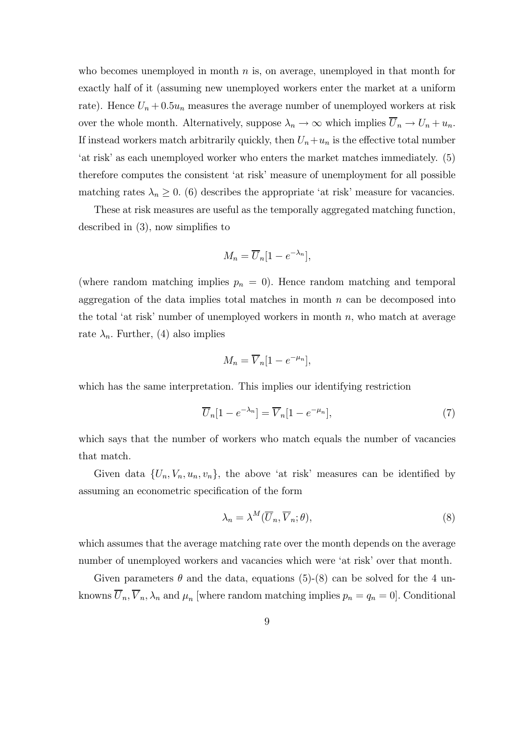who becomes unemployed in month $n$ is, on average, unemployed in that month for exactly half of it (assuming new unemployed workers enter the market at a uniform rate). Hence $U_n + 0.5u_n$ measures the average number of unemployed workers at risk over the whole month. Alternatively, suppose $\lambda_n \to \infty$ which implies $\overline{U}_n \to U_n + u_n$. If instead workers match arbitrarily quickly, then $U_n + u_n$ is the effective total number 'at risk' as each unemployed worker who enters the market matches immediately. (5) therefore computes the consistent 'at risk' measure of unemployment for all possible matching rates $\lambda_n \geq 0$. (6) describes the appropriate 'at risk' measure for vacancies.

These at risk measures are useful as the temporally aggregated matching function, described in (3), now simplifies to

$$M_n = \overline{U}_n[1 - e^{-\lambda_n}],$$

(where random matching implies $p_n = 0$). Hence random matching and temporal aggregation of the data implies total matches in month $n$ can be decomposed into the total 'at risk' number of unemployed workers in month $n$, who match at average rate $\lambda_n$. Further, (4) also implies

$$M_n = \overline{V}_n[1 - e^{-\mu_n}],$$

which has the same interpretation. This implies our identifying restriction

$$\overline{U}_n[1 - e^{-\lambda_n}] = \overline{V}_n[1 - e^{-\mu_n}], \tag{7}$$

which says that the number of workers who match equals the number of vacancies that match.

Given data $\{U_n, V_n, u_n, v_n\}$, the above 'at risk' measures can be identified by assuming an econometric specification of the form

$$\lambda_n = \lambda^M(\overline{U}_n, \overline{V}_n; \theta), \tag{8}$$

which assumes that the average matching rate over the month depends on the average number of unemployed workers and vacancies which were 'at risk' over that month.

Given parameters $\theta$ and the data, equations (5)-(8) can be solved for the 4 unknowns $\overline{U}_n, \overline{V}_n, \lambda_n$ and $\mu_n$ [where random matching implies $p_n = q_n = 0$]. Conditional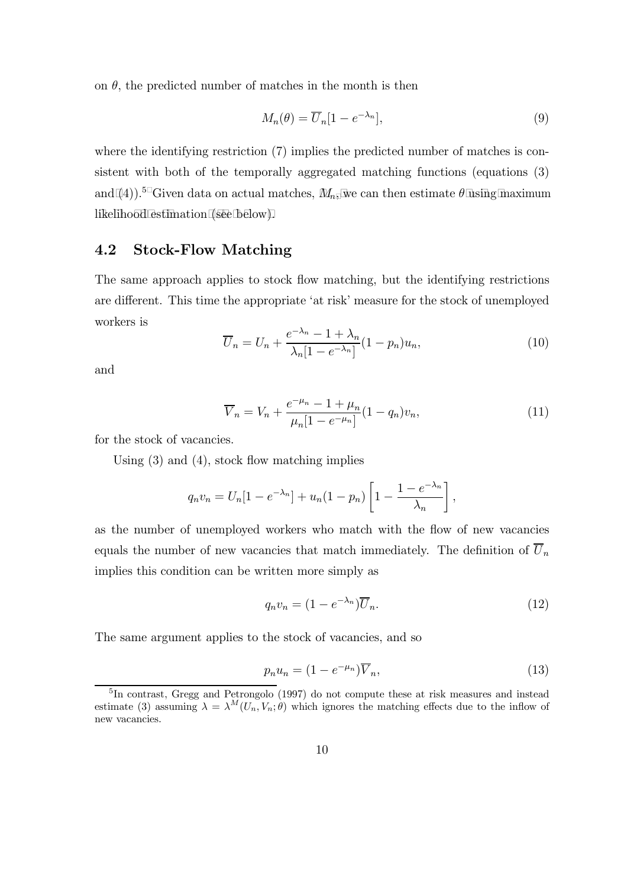on $\theta$, the predicted number of matches in the month is then

$$M_n(\theta) = \overline{U}_n[1 - e^{-\lambda_n}], \tag{9}$$

where the identifying restriction (7) implies the predicted number of matches is consistent with both of the temporally aggregated matching functions (equations (3) and (4)).[5] Given data on actual matches, $M_n$, we can then estimate $\theta$ using maximum likelihood estimation (see below).

## 4.2 Stock-Flow Matching

The same approach applies to stock flow matching, but the identifying restrictions are different. This time the appropriate 'at risk' measure for the stock of unemployed workers is

$$\overline{U}_n = U_n + \frac{e^{-\lambda_n} - 1 + \lambda_n}{\lambda_n[1 - e^{-\lambda_n}]}(1 - p_n)u_n, \tag{10}$$

and

$$\overline{V}_n = V_n + \frac{e^{-\mu_n} - 1 + \mu_n}{\mu_n[1 - e^{-\mu_n}]}(1 - q_n)v_n, \tag{11}$$

for the stock of vacancies.

Using (3) and (4), stock flow matching implies

$$q_n v_n = U_n[1 - e^{-\lambda_n}] + u_n(1 - p_n)\left[1 - \frac{1 - e^{-\lambda_n}}{\lambda_n}\right],$$

as the number of unemployed workers who match with the flow of new vacancies equals the number of new vacancies that match immediately. The definition of $\overline{U}_n$ implies this condition can be written more simply as

$$q_n v_n = (1 - e^{-\lambda_n})\overline{U}_n. \tag{12}$$

The same argument applies to the stock of vacancies, and so

$$p_n u_n = (1 - e^{-\mu_n})\overline{V}_n, \tag{13}$$

[5] In contrast, Gregg and Petrongolo (1997) do not compute these at risk measures and instead estimate (3) assuming $\lambda = \lambda^M(U_n, V_n; \theta)$ which ignores the matching effects due to the inflow of new vacancies.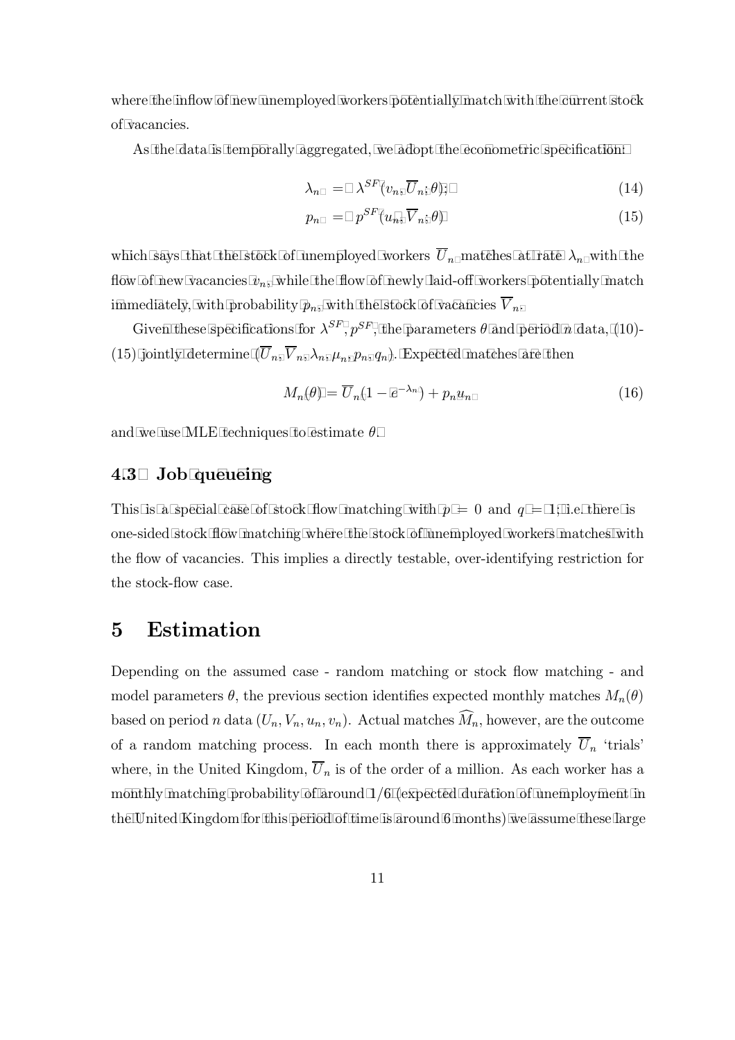where the inflow of new unemployed workers potentially match with the current stock of vacancies.

As the data is temporally aggregated, we adopt the econometric specification:

$$\lambda_n = \lambda^{SF}(v_n, \overline{U}_n; \theta); \tag{14}$$

$$p_n = p^{SF}(u_n, \overline{V}_n; \theta) \tag{15}$$

which says that the stock of unemployed workers $\overline{U}_n$ matches at rate $\lambda_n$ with the flow of new vacancies $v_n$, while the flow of newly laid-off workers potentially match immediately, with probability $p_n$, with the stock of vacancies $\overline{V}_n$.

Given these specifications for $\lambda^{SF}, p^{SF}$, the parameters $\theta$ and period $n$ data, (10)-(15) jointly determine $(\overline{U}_n, \overline{V}_n, \lambda_n, \mu_n, p_n, q_n)$. Expected matches are then

$$M_n(\theta) = \overline{U}_n(1 - e^{-\lambda_n}) + p_n u_n \tag{16}$$

and we use MLE techniques to estimate $\theta$.

### 4.3 Job queueing

This is a special case of stock flow matching with $p = 0$ and $q = 1$; i.e. there is one-sided stock flow matching where the stock of unemployed workers matches with the flow of vacancies. This implies a directly testable, over-identifying restriction for the stock-flow case.

## 5 Estimation

Depending on the assumed case - random matching or stock flow matching - and model parameters $\theta$, the previous section identifies expected monthly matches $M_n(\theta)$ based on period $n$ data $(U_n, V_n, u_n, v_n)$. Actual matches $\widehat{M}_n$, however, are the outcome of a random matching process. In each month there is approximately $\overline{U}_n$ 'trials' where, in the United Kingdom, $\overline{U}_n$ is of the order of a million. As each worker has a monthly matching probability of around 1/6 (expected duration of unemployment in the United Kingdom for this period of time is around 6 months) we assume these large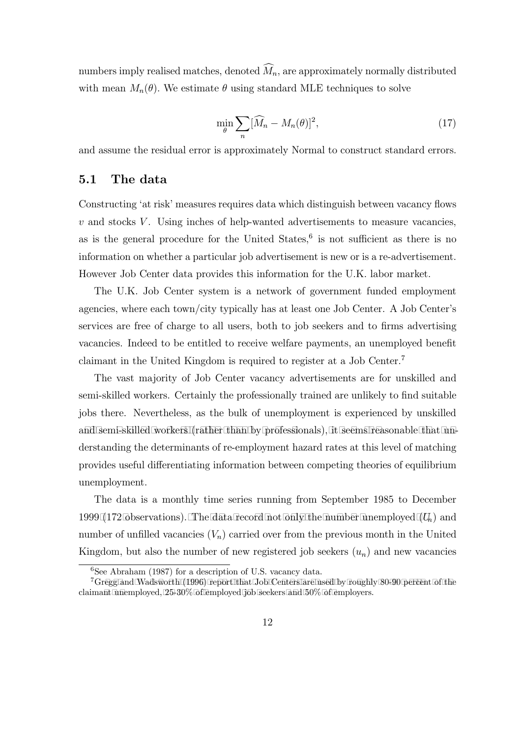numbers imply realised matches, denoted $\widehat{M}_n$, are approximately normally distributed with mean $M_n(\theta)$. We estimate $\theta$ using standard MLE techniques to solve

$$\min_{\theta} \sum_n [\widehat{M}_n - M_n(\theta)]^2, \tag{17}$$

and assume the residual error is approximately Normal to construct standard errors.

## 5.1 The data

Constructing 'at risk' measures requires data which distinguish between vacancy flows $v$ and stocks $V$. Using inches of help-wanted advertisements to measure vacancies, as is the general procedure for the United States,[6] is not sufficient as there is no information on whether a particular job advertisement is new or is a re-advertisement. However Job Center data provides this information for the U.K. labor market.

The U.K. Job Center system is a network of government funded employment agencies, where each town/city typically has at least one Job Center. A Job Center's services are free of charge to all users, both to job seekers and to firms advertising vacancies. Indeed to be entitled to receive welfare payments, an unemployed benefit claimant in the United Kingdom is required to register at a Job Center.[7]

The vast majority of Job Center vacancy advertisements are for unskilled and semi-skilled workers. Certainly the professionally trained are unlikely to find suitable jobs there. Nevertheless, as the bulk of unemployment is experienced by unskilled and semi-skilled workers (rather than by professionals), it seems reasonable that understanding the determinants of re-employment hazard rates at this level of matching provides useful differentiating information between competing theories of equilibrium unemployment.

The data is a monthly time series running from September 1985 to December 1999 (172 observations). The data record not only the number unemployed ($U_n$) and number of unfilled vacancies ($V_n$) carried over from the previous month in the United Kingdom, but also the number of new registered job seekers ($u_n$) and new vacancies

[6] See Abraham (1987) for a description of U.S. vacancy data.

[7] Gregg and Wadsworth (1996) report that Job Centers are used by roughly 80-90 percent of the claimant unemployed, 25-30% of employed job seekers and 50% of employers.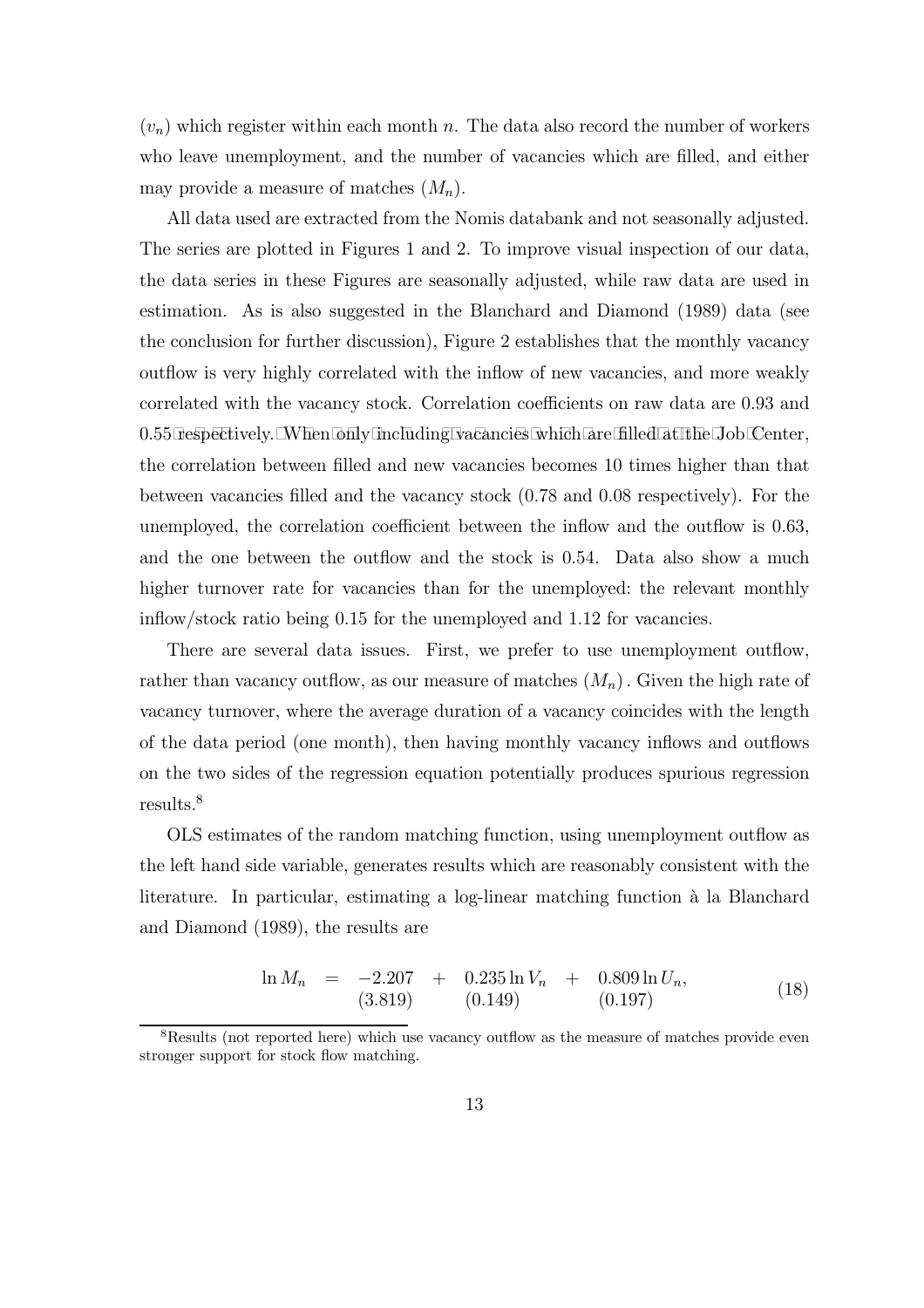($v_n$) which register within each month $n$. The data also record the number of workers who leave unemployment, and the number of vacancies which are filled, and either may provide a measure of matches ($M_n$).

All data used are extracted from the Nomis databank and not seasonally adjusted. The series are plotted in Figures 1 and 2. To improve visual inspection of our data, the data series in these Figures are seasonally adjusted, while raw data are used in estimation. As is also suggested in the Blanchard and Diamond (1989) data (see the conclusion for further discussion), Figure 2 establishes that the monthly vacancy outflow is very highly correlated with the inflow of new vacancies, and more weakly correlated with the vacancy stock. Correlation coefficients on raw data are 0.93 and 0.55 respectively. When only including vacancies which are filled at the Job Center, the correlation between filled and new vacancies becomes 10 times higher than that between vacancies filled and the vacancy stock (0.78 and 0.08 respectively). For the unemployed, the correlation coefficient between the inflow and the outflow is 0.63, and the one between the outflow and the stock is 0.54. Data also show a much higher turnover rate for vacancies than for the unemployed: the relevant monthly inflow/stock ratio being 0.15 for the unemployed and 1.12 for vacancies.

There are several data issues. First, we prefer to use unemployment outflow, rather than vacancy outflow, as our measure of matches $(M_n)$. Given the high rate of vacancy turnover, where the average duration of a vacancy coincides with the length of the data period (one month), then having monthly vacancy inflows and outflows on the two sides of the regression equation potentially produces spurious regression results.[8]

OLS estimates of the random matching function, using unemployment outflow as the left hand side variable, generates results which are reasonably consistent with the literature. In particular, estimating a log-linear matching function à la Blanchard and Diamond (1989), the results are

$$\ln M_n = \underset{(3.819)}{-2.207} + \underset{(0.149)}{0.235 \ln V_n} + \underset{(0.197)}{0.809 \ln U_n}, \tag{18}$$

[8] Results (not reported here) which use vacancy outflow as the measure of matches provide even stronger support for stock flow matching.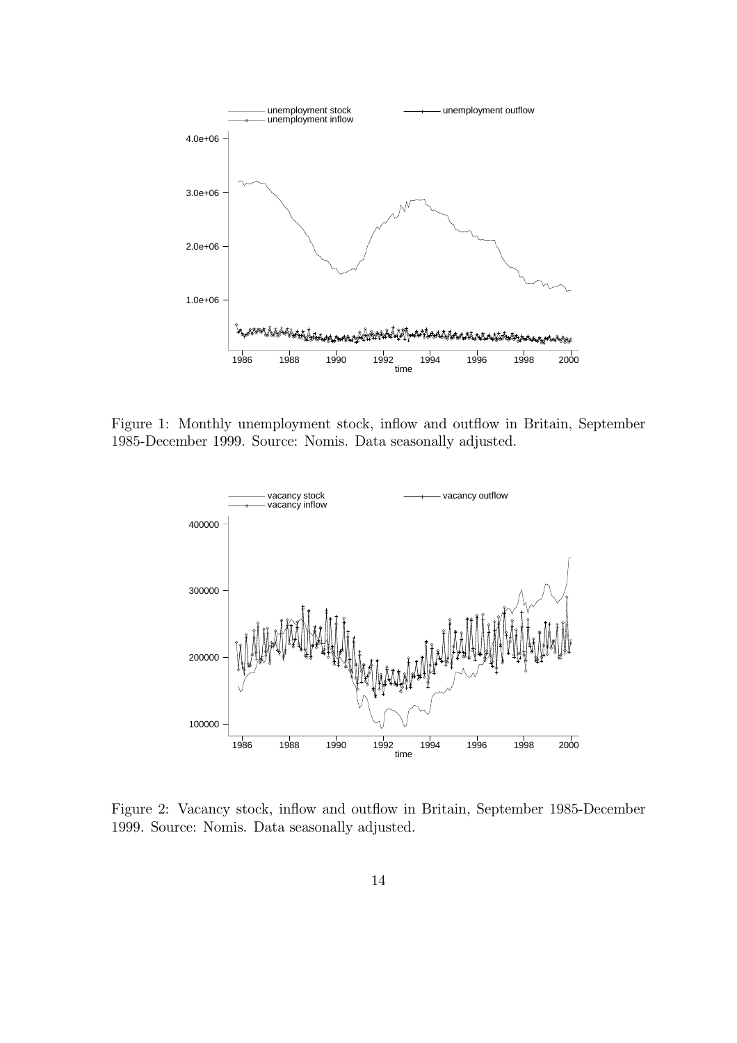Figure 1: Monthly unemployment stock, inflow and outflow in Britain, September 1985-December 1999. Source: Nomis. Data seasonally adjusted.

Figure 2: Vacancy stock, inflow and outflow in Britain, September 1985-December 1999. Source: Nomis. Data seasonally adjusted.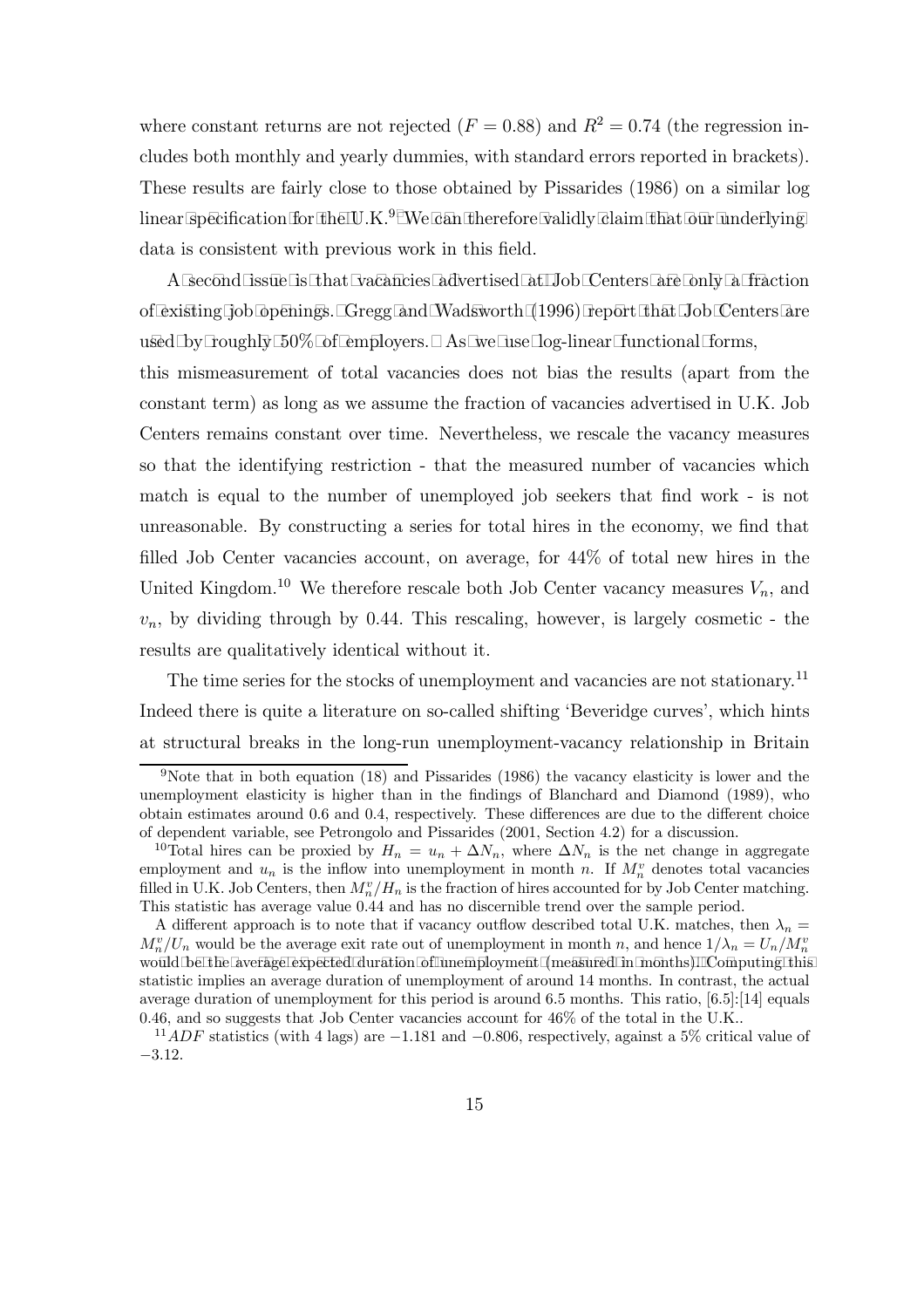where constant returns are not rejected ($F = 0.88$) and $R^2 = 0.74$ (the regression includes both monthly and yearly dummies, with standard errors reported in brackets). These results are fairly close to those obtained by Pissarides (1986) on a similar log linear specification for the U.K.[9] We can therefore validly claim that our underlying data is consistent with previous work in this field.

A second issue is that vacancies advertised at Job Centers are only a fraction of existing job openings. Gregg and Wadsworth (1996) report that Job Centers are used by roughly 50% of employers. As we use log-linear functional forms, this mismeasurement of total vacancies does not bias the results (apart from the constant term) as long as we assume the fraction of vacancies advertised in U.K. Job Centers remains constant over time. Nevertheless, we rescale the vacancy measures so that the identifying restriction - that the measured number of vacancies which match is equal to the number of unemployed job seekers that find work - is not unreasonable. By constructing a series for total hires in the economy, we find that filled Job Center vacancies account, on average, for 44% of total new hires in the United Kingdom.[10] We therefore rescale both Job Center vacancy measures $V_n$, and $v_n$, by dividing through by 0.44. This rescaling, however, is largely cosmetic - the results are qualitatively identical without it.

The time series for the stocks of unemployment and vacancies are not stationary.[11] Indeed there is quite a literature on so-called shifting 'Beveridge curves', which hints at structural breaks in the long-run unemployment-vacancy relationship in Britain

---

[9] Note that in both equation (18) and Pissarides (1986) the vacancy elasticity is lower and the unemployment elasticity is higher than in the findings of Blanchard and Diamond (1989), who obtain estimates around 0.6 and 0.4, respectively. These differences are due to the different choice of dependent variable, see Petrongolo and Pissarides (2001, Section 4.2) for a discussion.

[10] Total hires can be proxied by $H_n = u_n + \Delta N_n$, where $\Delta N_n$ is the net change in aggregate employment and $u_n$ is the inflow into unemployment in month $n$. If $M_n^v$ denotes total vacancies filled in U.K. Job Centers, then $M_n^v / H_n$ is the fraction of hires accounted for by Job Center matching. This statistic has average value 0.44 and has no discernible trend over the sample period.

A different approach is to note that if vacancy outflow described total U.K. matches, then $\lambda_n = M_n^v / U_n$ would be the average exit rate out of unemployment in month $n$, and hence $1/\lambda_n = U_n / M_n^v$ would be the average expected duration of unemployment (measured in months). Computing this statistic implies an average duration of unemployment of around 14 months. In contrast, the actual average duration of unemployment for this period is around 6.5 months. This ratio, [6.5]:[14] equals 0.46, and so suggests that Job Center vacancies account for 46% of the total in the U.K..

[11] $ADF$ statistics (with 4 lags) are $-1.181$ and $-0.806$, respectively, against a 5% critical value of $-3.12$.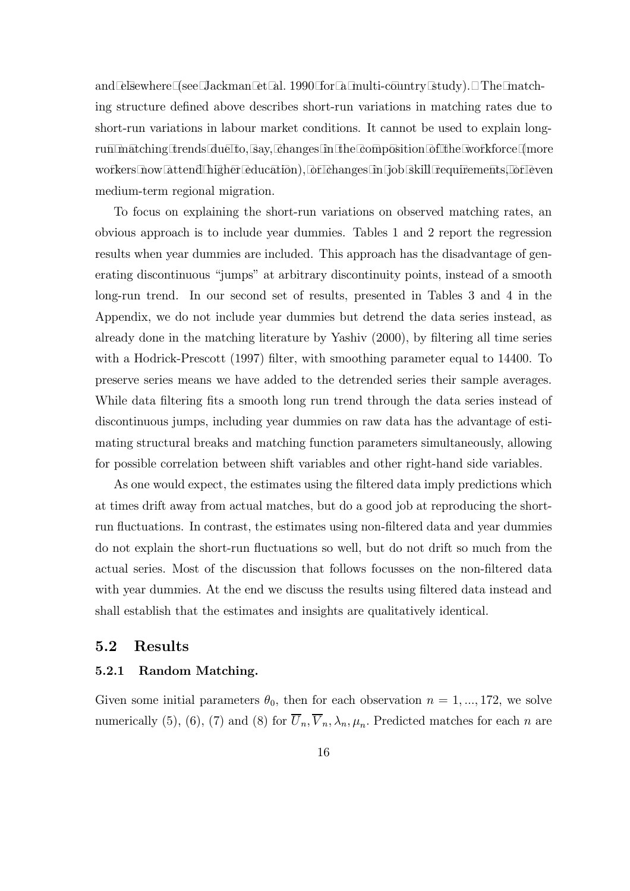and elsewhere (see Jackman et al. 1990 for a multi-country study). The matching structure defined above describes short-run variations in matching rates due to short-run variations in labour market conditions. It cannot be used to explain long-run matching trends due to, say, changes in the composition of the workforce (more workers now attend higher education), or changes in job skill requirements, or even medium-term regional migration.

To focus on explaining the short-run variations on observed matching rates, an obvious approach is to include year dummies. Tables 1 and 2 report the regression results when year dummies are included. This approach has the disadvantage of generating discontinuous "jumps" at arbitrary discontinuity points, instead of a smooth long-run trend. In our second set of results, presented in Tables 3 and 4 in the Appendix, we do not include year dummies but detrend the data series instead, as already done in the matching literature by Yashiv (2000), by filtering all time series with a Hodrick-Prescott (1997) filter, with smoothing parameter equal to 14400. To preserve series means we have added to the detrended series their sample averages. While data filtering fits a smooth long run trend through the data series instead of discontinuous jumps, including year dummies on raw data has the advantage of estimating structural breaks and matching function parameters simultaneously, allowing for possible correlation between shift variables and other right-hand side variables.

As one would expect, the estimates using the filtered data imply predictions which at times drift away from actual matches, but do a good job at reproducing the short-run fluctuations. In contrast, the estimates using non-filtered data and year dummies do not explain the short-run fluctuations so well, but do not drift so much from the actual series. Most of the discussion that follows focusses on the non-filtered data with year dummies. At the end we discuss the results using filtered data instead and shall establish that the estimates and insights are qualitatively identical.

## 5.2 Results

### 5.2.1 Random Matching.

Given some initial parameters $\theta_0$, then for each observation $n = 1, ..., 172$, we solve numerically (5), (6), (7) and (8) for $\overline{U}_n, \overline{V}_n, \lambda_n, \mu_n$. Predicted matches for each $n$ are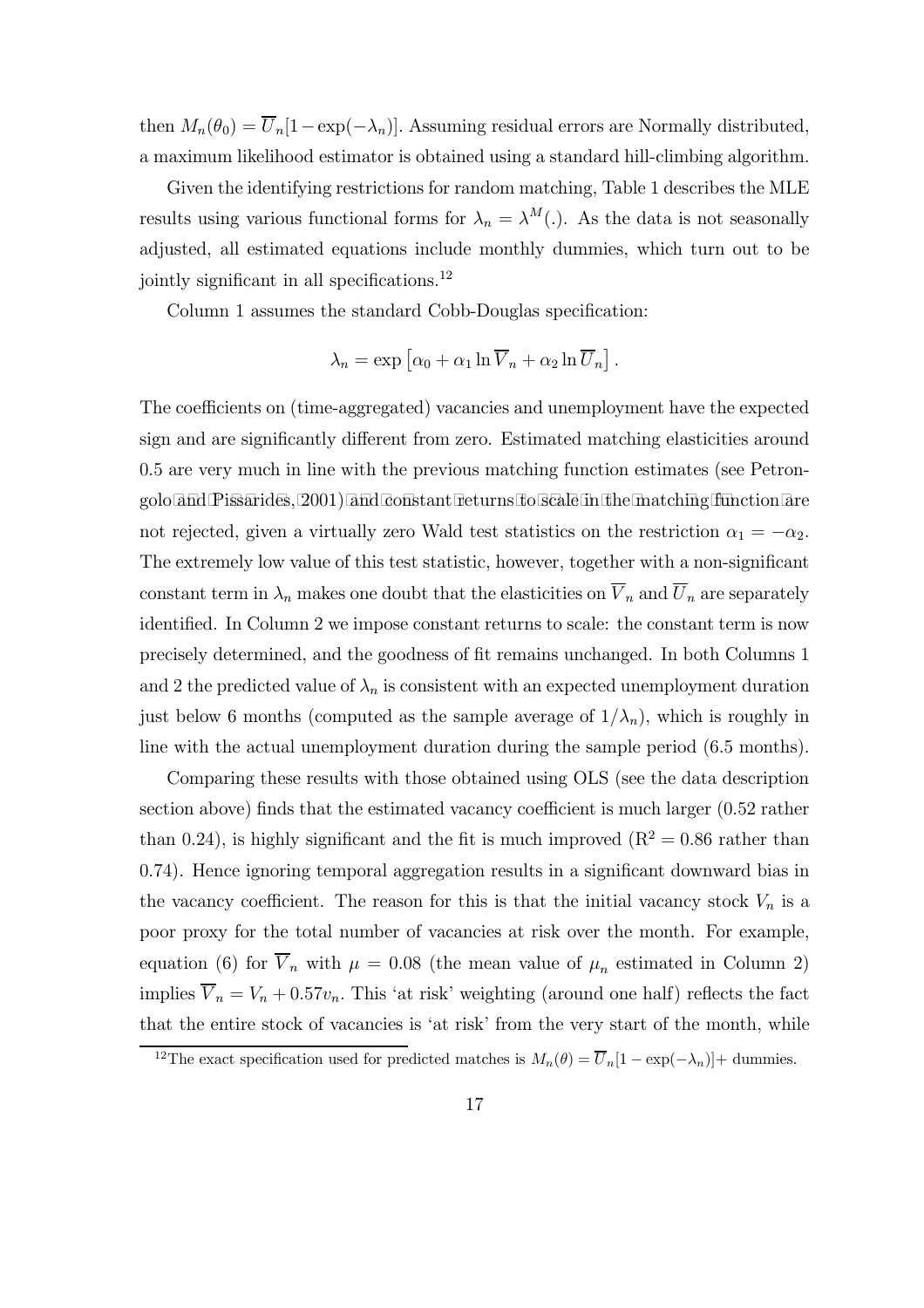then $M_n(\theta_0) = \overline{U}_n[1 - \exp(-\lambda_n)]$. Assuming residual errors are Normally distributed, a maximum likelihood estimator is obtained using a standard hill-climbing algorithm.

Given the identifying restrictions for random matching, Table 1 describes the MLE results using various functional forms for $\lambda_n = \lambda^M(.)$. As the data is not seasonally adjusted, all estimated equations include monthly dummies, which turn out to be jointly significant in all specifications.[12]

Column 1 assumes the standard Cobb-Douglas specification:

$$\lambda_n = \exp\left[\alpha_0 + \alpha_1 \ln \overline{V}_n + \alpha_2 \ln \overline{U}_n\right].$$

The coefficients on (time-aggregated) vacancies and unemployment have the expected sign and are significantly different from zero. Estimated matching elasticities around 0.5 are very much in line with the previous matching function estimates (see Petrongolo and Pissarides, 2001) and constant returns to scale in the matching function are not rejected, given a virtually zero Wald test statistics on the restriction $\alpha_1 = -\alpha_2$. The extremely low value of this test statistic, however, together with a non-significant constant term in $\lambda_n$ makes one doubt that the elasticities on $\overline{V}_n$ and $\overline{U}_n$ are separately identified. In Column 2 we impose constant returns to scale: the constant term is now precisely determined, and the goodness of fit remains unchanged. In both Columns 1 and 2 the predicted value of $\lambda_n$ is consistent with an expected unemployment duration just below 6 months (computed as the sample average of $1/\lambda_n$), which is roughly in line with the actual unemployment duration during the sample period (6.5 months).

Comparing these results with those obtained using OLS (see the data description section above) finds that the estimated vacancy coefficient is much larger (0.52 rather than 0.24), is highly significant and the fit is much improved ($R^2 = 0.86$ rather than 0.74). Hence ignoring temporal aggregation results in a significant downward bias in the vacancy coefficient. The reason for this is that the initial vacancy stock $V_n$ is a poor proxy for the total number of vacancies at risk over the month. For example, equation (6) for $\overline{V}_n$ with $\mu = 0.08$ (the mean value of $\mu_n$ estimated in Column 2) implies $\overline{V}_n = V_n + 0.57 v_n$. This 'at risk' weighting (around one half) reflects the fact that the entire stock of vacancies is 'at risk' from the very start of the month, while

[12] The exact specification used for predicted matches is $M_n(\theta) = \overline{U}_n[1 - \exp(-\lambda_n)] +$ dummies.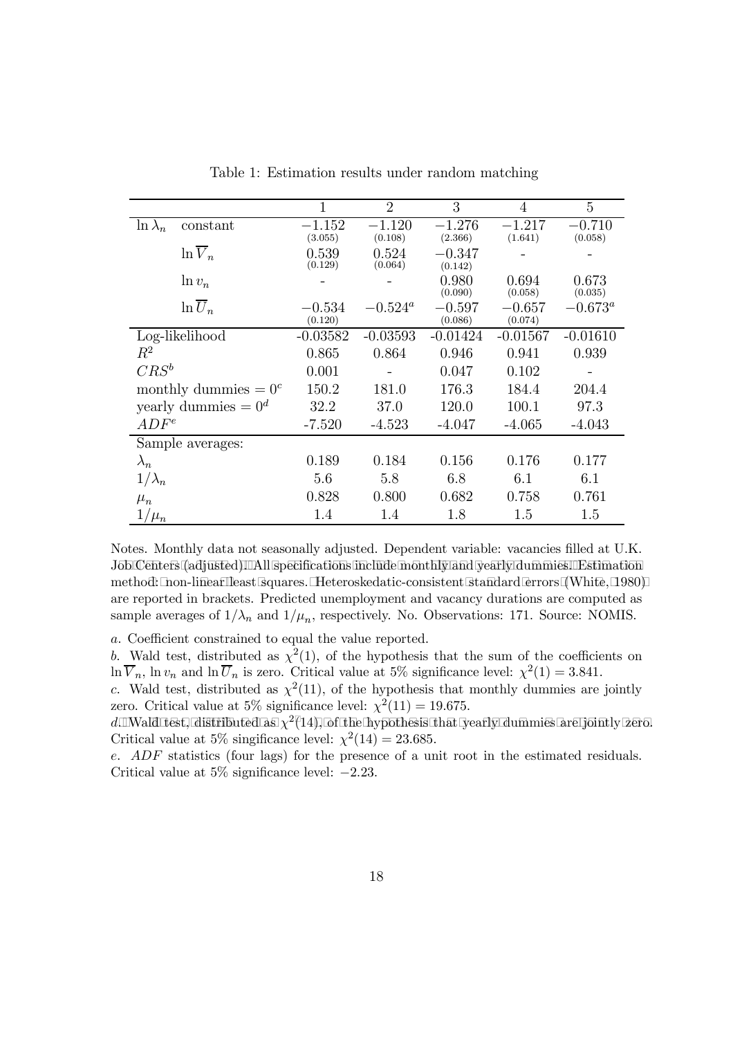Table 1: Estimation results under random matching

| | | 1 | 2 | 3 | 4 | 5 |
|---|---|---|---|---|---|---|
| $\ln \lambda_n$ | constant | $-1.152$ (3.055) | $-1.120$ (0.108) | $-1.276$ (2.366) | $-1.217$ (1.641) | $-0.710$ (0.058) |
| | $\ln \overline{V}_n$ | 0.539 (0.129) | 0.524 (0.064) | $-0.347$ (0.142) | - | - |
| | $\ln v_n$ | - | - | 0.980 (0.090) | 0.694 (0.058) | 0.673 (0.035) |
| | $\ln \overline{U}_n$ | $-0.534$ (0.120) | $-0.524^a$ | $-0.597$ (0.086) | $-0.657$ (0.074) | $-0.673^a$ |
| Log-likelihood | | -0.03582 | -0.03593 | -0.01424 | -0.01567 | -0.01610 |
| $R^2$ | | 0.865 | 0.864 | 0.946 | 0.941 | 0.939 |
| $CRS^b$ | | 0.001 | - | 0.047 | 0.102 | - |
| monthly dummies $= 0^c$ | | 150.2 | 181.0 | 176.3 | 184.4 | 204.4 |
| yearly dummies $= 0^d$ | | 32.2 | 37.0 | 120.0 | 100.1 | 97.3 |
| $ADF^e$ | | -7.520 | -4.523 | -4.047 | -4.065 | -4.043 |
| Sample averages: | | | | | | |
| $\lambda_n$ | | 0.189 | 0.184 | 0.156 | 0.176 | 0.177 |
| $1/\lambda_n$ | | 5.6 | 5.8 | 6.8 | 6.1 | 6.1 |
| $\mu_n$ | | 0.828 | 0.800 | 0.682 | 0.758 | 0.761 |
| $1/\mu_n$ | | 1.4 | 1.4 | 1.8 | 1.5 | 1.5 |

Notes. Monthly data not seasonally adjusted. Dependent variable: vacancies filled at U.K. Job Centers (adjusted). All specifications include monthly and yearly dummies. Estimation method: non-linear least squares. Heteroskedatic-consistent standard errors (White, 1980) are reported in brackets. Predicted unemployment and vacancy durations are computed as sample averages of $1/\lambda_n$ and $1/\mu_n$, respectively. No. Observations: 171. Source: NOMIS.

*a*. Coefficient constrained to equal the value reported.

*b*. Wald test, distributed as $\chi^2(1)$, of the hypothesis that the sum of the coefficients on $\ln \overline{V}_n$, $\ln v_n$ and $\ln \overline{U}_n$ is zero. Critical value at 5% significance level: $\chi^2(1) = 3.841$.

*c*. Wald test, distributed as $\chi^2(11)$, of the hypothesis that monthly dummies are jointly zero. Critical value at 5% significance level: $\chi^2(11) = 19.675$.

*d*. Wald test, distributed as $\chi^2(14)$, of the hypothesis that yearly dummies are jointly zero. Critical value at 5% singificance level: $\chi^2(14) = 23.685$.

*e*. $ADF$ statistics (four lags) for the presence of a unit root in the estimated residuals. Critical value at 5% significance level: $-2.23$.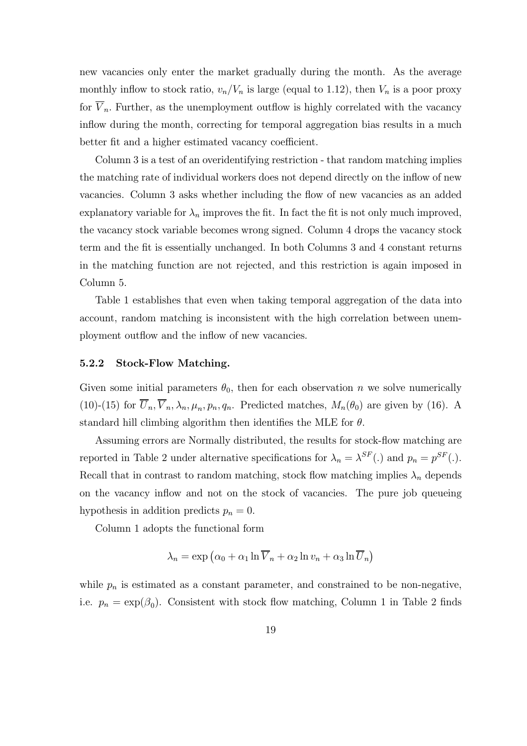new vacancies only enter the market gradually during the month. As the average monthly inflow to stock ratio, $v_n/V_n$ is large (equal to 1.12), then $V_n$ is a poor proxy for $\overline{V}_n$. Further, as the unemployment outflow is highly correlated with the vacancy inflow during the month, correcting for temporal aggregation bias results in a much better fit and a higher estimated vacancy coefficient.

Column 3 is a test of an overidentifying restriction - that random matching implies the matching rate of individual workers does not depend directly on the inflow of new vacancies. Column 3 asks whether including the flow of new vacancies as an added explanatory variable for $\lambda_n$ improves the fit. In fact the fit is not only much improved, the vacancy stock variable becomes wrong signed. Column 4 drops the vacancy stock term and the fit is essentially unchanged. In both Columns 3 and 4 constant returns in the matching function are not rejected, and this restriction is again imposed in Column 5.

Table 1 establishes that even when taking temporal aggregation of the data into account, random matching is inconsistent with the high correlation between unemployment outflow and the inflow of new vacancies.

### 5.2.2 Stock-Flow Matching.

Given some initial parameters $\theta_0$, then for each observation $n$ we solve numerically (10)-(15) for $\overline{U}_n, \overline{V}_n, \lambda_n, \mu_n, p_n, q_n$. Predicted matches, $M_n(\theta_0)$ are given by (16). A standard hill climbing algorithm then identifies the MLE for $\theta$.

Assuming errors are Normally distributed, the results for stock-flow matching are reported in Table 2 under alternative specifications for $\lambda_n = \lambda^{SF}(.)$ and $p_n = p^{SF}(.)$. Recall that in contrast to random matching, stock flow matching implies $\lambda_n$ depends on the vacancy inflow and not on the stock of vacancies. The pure job queueing hypothesis in addition predicts $p_n = 0$.

Column 1 adopts the functional form

$$\lambda_n = \exp\left(\alpha_0 + \alpha_1 \ln \overline{V}_n + \alpha_2 \ln v_n + \alpha_3 \ln \overline{U}_n\right)$$

while $p_n$ is estimated as a constant parameter, and constrained to be non-negative, i.e. $p_n = \exp(\beta_0)$. Consistent with stock flow matching, Column 1 in Table 2 finds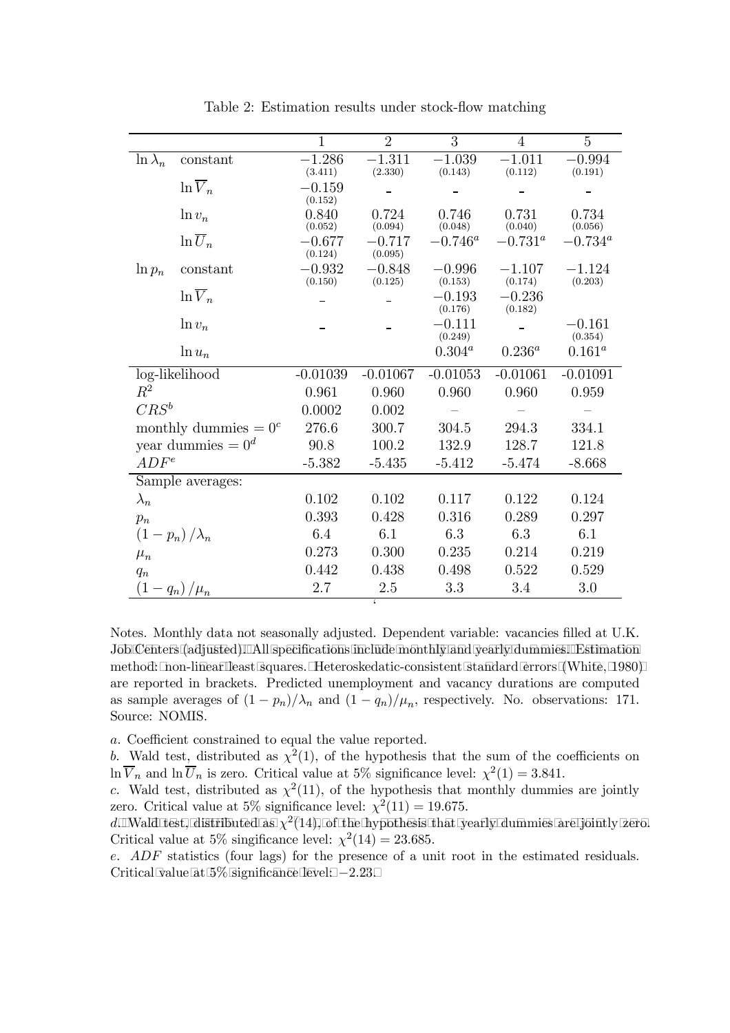Table 2: Estimation results under stock-flow matching

| | | 1 | 2 | 3 | 4 | 5 |
|---|---|---|---|---|---|---|
| $\ln \lambda_n$ | constant | $-1.286$ (3.411) | $-1.311$ (2.330) | $-1.039$ (0.143) | $-1.011$ (0.112) | $-0.994$ (0.191) |
| | $\ln \overline{V}_n$ | $-0.159$ (0.152) | – | – | – | – |
| | $\ln v_n$ | 0.840 (0.052) | 0.724 (0.094) | 0.746 (0.048) | 0.731 (0.040) | 0.734 (0.056) |
| | $\ln \overline{U}_n$ | $-0.677$ (0.124) | $-0.717$ (0.095) | $-0.746^a$ | $-0.731^a$ | $-0.734^a$ |
| $\ln p_n$ | constant | $-0.932$ (0.150) | $-0.848$ (0.125) | $-0.996$ (0.153) | $-1.107$ (0.174) | $-1.124$ (0.203) |
| | $\ln \overline{V}_n$ | – | – | $-0.193$ (0.176) | $-0.236$ (0.182) | |
| | $\ln v_n$ | – | – | $-0.111$ (0.249) | – | $-0.161$ (0.354) |
| | $\ln u_n$ | | | $0.304^a$ | $0.236^a$ | $0.161^a$ |
| log-likelihood | | -0.01039 | -0.01067 | -0.01053 | -0.01061 | -0.01091 |
| $R^2$ | | 0.961 | 0.960 | 0.960 | 0.960 | 0.959 |
| $CRS^b$ | | 0.0002 | 0.002 | – | – | – |
| monthly dummies $= 0^c$ | | 276.6 | 300.7 | 304.5 | 294.3 | 334.1 |
| year dummies $= 0^d$ | | 90.8 | 100.2 | 132.9 | 128.7 | 121.8 |
| $ADF^e$ | | -5.382 | -5.435 | -5.412 | -5.474 | -8.668 |
| Sample averages: | | | | | | |
| $\lambda_n$ | | 0.102 | 0.102 | 0.117 | 0.122 | 0.124 |
| $p_n$ | | 0.393 | 0.428 | 0.316 | 0.289 | 0.297 |
| $(1-p_n)/\lambda_n$ | | 6.4 | 6.1 | 6.3 | 6.3 | 6.1 |
| $\mu_n$ | | 0.273 | 0.300 | 0.235 | 0.214 | 0.219 |
| $q_n$ | | 0.442 | 0.438 | 0.498 | 0.522 | 0.529 |
| $(1-q_n)/\mu_n$ | | 2.7 | 2.5 | 3.3 | 3.4 | 3.0 |

Notes. Monthly data not seasonally adjusted. Dependent variable: vacancies filled at U.K. JobCenters (adjusted). All specifications include monthly and yearly dummies. Estimation method: non-linear least squares. Heteroskedatic-consistent standard errors (White, 1980) are reported in brackets. Predicted unemployment and vacancy durations are computed as sample averages of $(1-p_n)/\lambda_n$ and $(1-q_n)/\mu_n$, respectively. No. observations: 171. Source: NOMIS.

*a*. Coefficient constrained to equal the value reported.
*b*. Wald test, distributed as $\chi^2(1)$, of the hypothesis that the sum of the coefficients on $\ln \overline{V}_n$ and $\ln \overline{U}_n$ is zero. Critical value at 5% significance level: $\chi^2(1) = 3.841$.
*c*. Wald test, distributed as $\chi^2(11)$, of the hypothesis that monthly dummies are jointly zero. Critical value at 5% significance level: $\chi^2(11) = 19.675$.
*d*. Wald test, distributed as $\chi^2(14)$, of the hypothesis that yearly dummies are jointly zero. Critical value at 5% singificance level: $\chi^2(14) = 23.685$.
*e*. $ADF$ statistics (four lags) for the presence of a unit root in the estimated residuals. Critical value at 5% significance level: $-2.23$.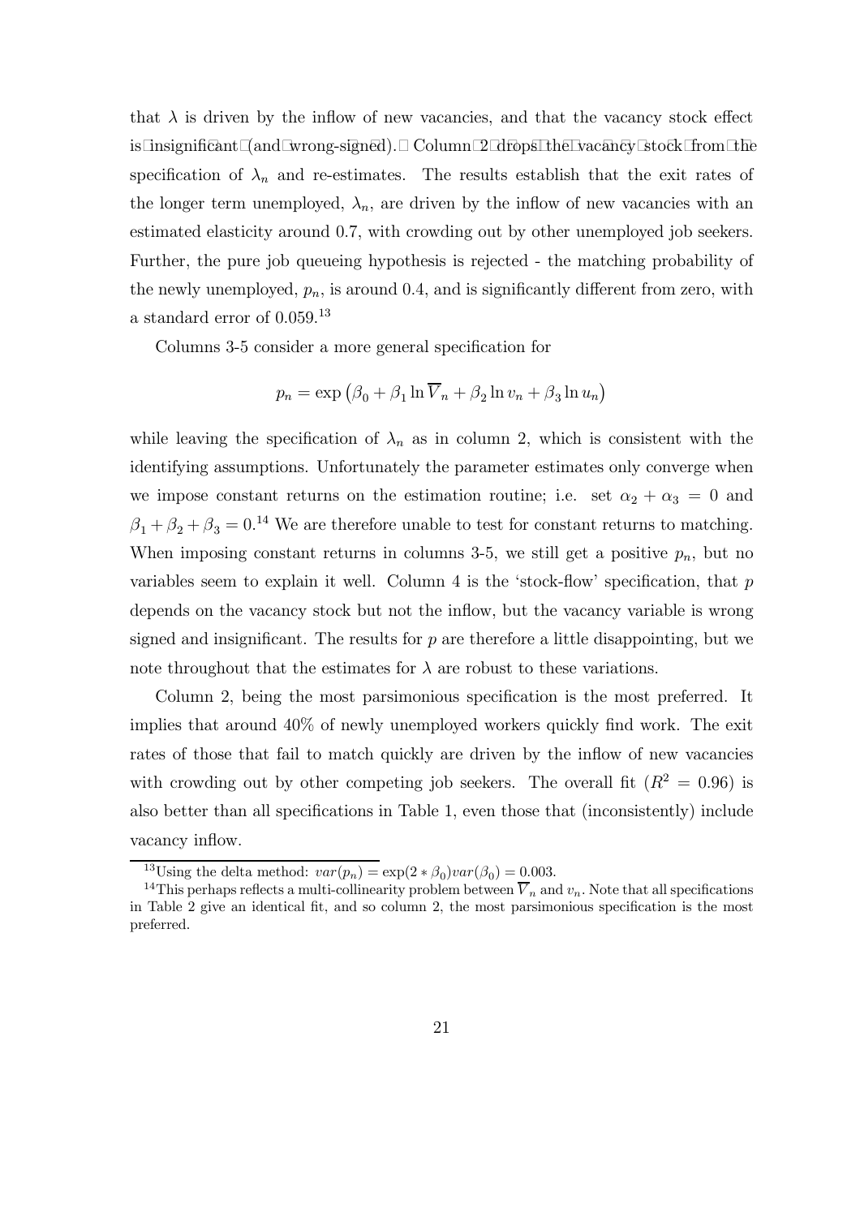that $\lambda$ is driven by the inflow of new vacancies, and that the vacancy stock effect is insignificant (and wrong-signed). Column 2 drops the vacancy stock from the specification of $\lambda_n$ and re-estimates. The results establish that the exit rates of the longer term unemployed, $\lambda_n$, are driven by the inflow of new vacancies with an estimated elasticity around 0.7, with crowding out by other unemployed job seekers. Further, the pure job queueing hypothesis is rejected - the matching probability of the newly unemployed, $p_n$, is around 0.4, and is significantly different from zero, with a standard error of 0.059.[13]

Columns 3-5 consider a more general specification for

$$p_n = \exp\left(\beta_0 + \beta_1 \ln \overline{V}_n + \beta_2 \ln v_n + \beta_3 \ln u_n\right)$$

while leaving the specification of $\lambda_n$ as in column 2, which is consistent with the identifying assumptions. Unfortunately the parameter estimates only converge when we impose constant returns on the estimation routine; i.e. set $\alpha_2 + \alpha_3 = 0$ and $\beta_1 + \beta_2 + \beta_3 = 0$.[14] We are therefore unable to test for constant returns to matching. When imposing constant returns in columns 3-5, we still get a positive $p_n$, but no variables seem to explain it well. Column 4 is the 'stock-flow' specification, that $p$ depends on the vacancy stock but not the inflow, but the vacancy variable is wrong signed and insignificant. The results for $p$ are therefore a little disappointing, but we note throughout that the estimates for $\lambda$ are robust to these variations.

Column 2, being the most parsimonious specification is the most preferred. It implies that around 40% of newly unemployed workers quickly find work. The exit rates of those that fail to match quickly are driven by the inflow of new vacancies with crowding out by other competing job seekers. The overall fit ($R^2 = 0.96$) is also better than all specifications in Table 1, even those that (inconsistently) include vacancy inflow.

[13] Using the delta method: $var(p_n) = \exp(2 * \beta_0) var(\beta_0) = 0.003$.

[14] This perhaps reflects a multi-collinearity problem between $\overline{V}_n$ and $v_n$. Note that all specifications in Table 2 give an identical fit, and so column 2, the most parsimonious specification is the most preferred.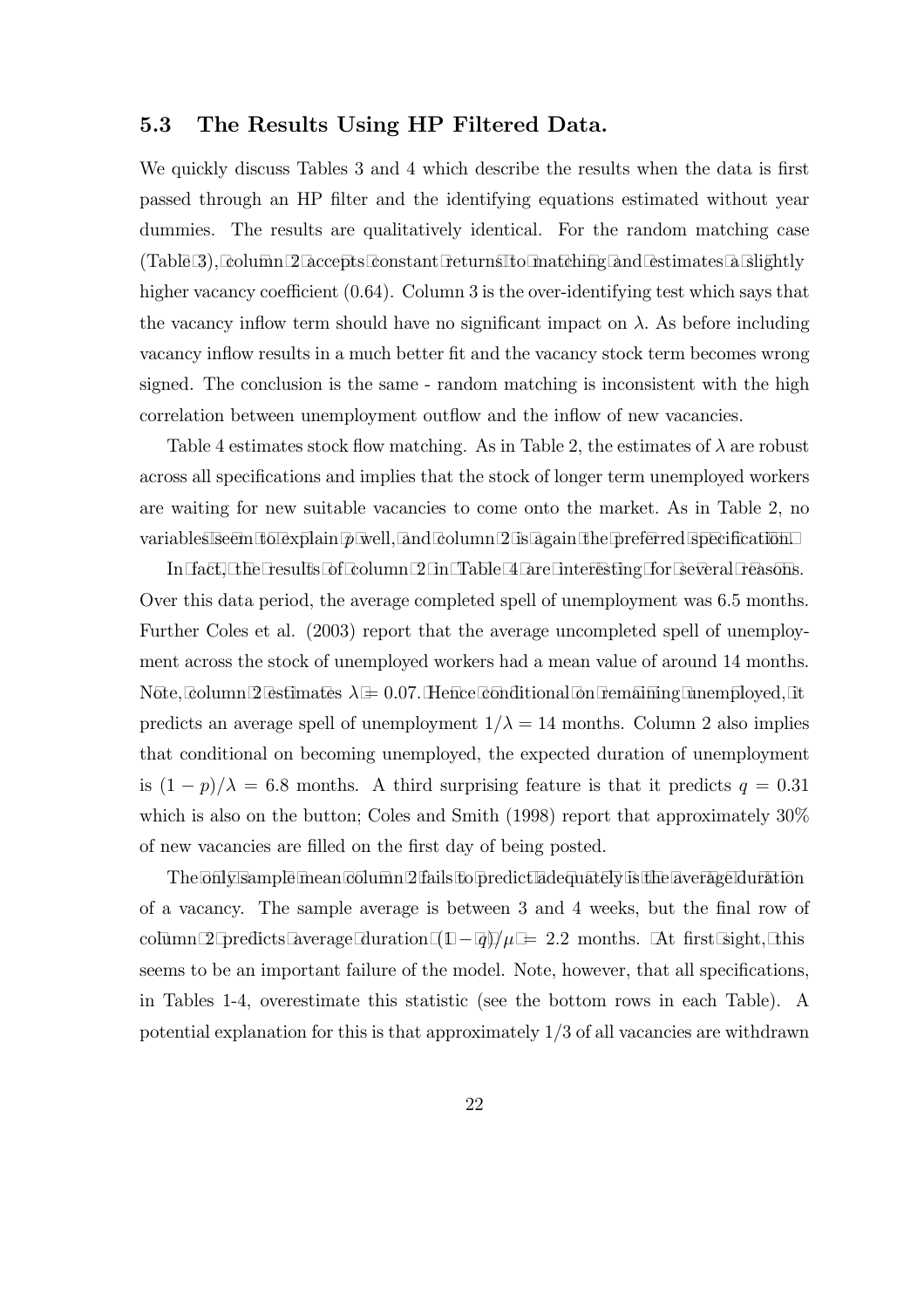### 5.3 The Results Using HP Filtered Data.

We quickly discuss Tables 3 and 4 which describe the results when the data is first passed through an HP filter and the identifying equations estimated without year dummies. The results are qualitatively identical. For the random matching case (Table 3), column 2 accepts constant returns to matching and estimates a slightly higher vacancy coefficient (0.64). Column 3 is the over-identifying test which says that the vacancy inflow term should have no significant impact on $\lambda$. As before including vacancy inflow results in a much better fit and the vacancy stock term becomes wrong signed. The conclusion is the same - random matching is inconsistent with the high correlation between unemployment outflow and the inflow of new vacancies.

Table 4 estimates stock flow matching. As in Table 2, the estimates of $\lambda$ are robust across all specifications and implies that the stock of longer term unemployed workers are waiting for new suitable vacancies to come onto the market. As in Table 2, no variables seem to explain $p$ well, and column 2 is again the preferred specification.

In fact, the results of column 2 in Table 4 are interesting for several reasons. Over this data period, the average completed spell of unemployment was 6.5 months. Further Coles et al. (2003) report that the average uncompleted spell of unemployment across the stock of unemployed workers had a mean value of around 14 months. Note, column 2 estimates $\lambda = 0.07$. Hence conditional on remaining unemployed, it predicts an average spell of unemployment $1/\lambda = 14$ months. Column 2 also implies that conditional on becoming unemployed, the expected duration of unemployment is $(1-p)/\lambda = 6.8$ months. A third surprising feature is that it predicts $q = 0.31$ which is also on the button; Coles and Smith (1998) report that approximately 30% of new vacancies are filled on the first day of being posted.

The only sample mean column 2 fails to predict adequately is the average duration of a vacancy. The sample average is between 3 and 4 weeks, but the final row of column 2 predicts average duration $(1-q)/\mu = 2.2$ months. At first sight, this seems to be an important failure of the model. Note, however, that all specifications, in Tables 1-4, overestimate this statistic (see the bottom rows in each Table). A potential explanation for this is that approximately 1/3 of all vacancies are withdrawn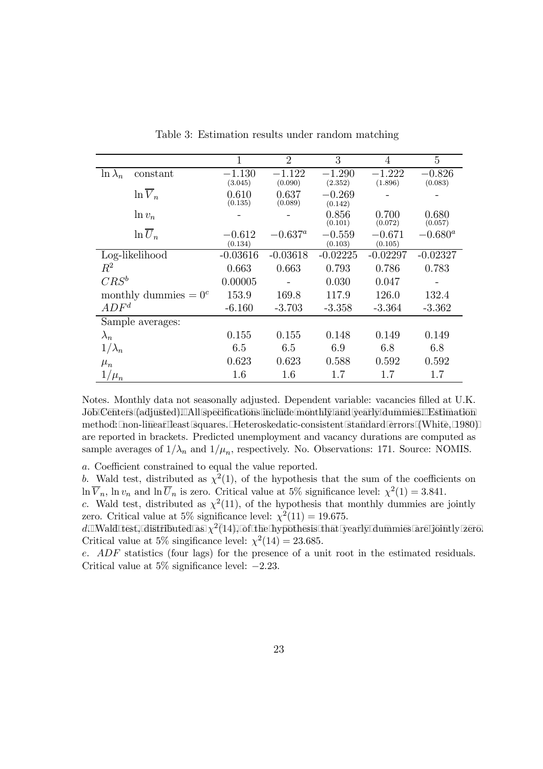Table 3: Estimation results under random matching

| | | 1 | 2 | 3 | 4 | 5 |
|---|---|---|---|---|---|---|
| $\ln \lambda_n$ | constant | $-1.130$ (3.045) | $-1.122$ (0.090) | $-1.290$ (2.352) | $-1.222$ (1.896) | $-0.826$ (0.083) |
| | $\ln \overline{V}_n$ | 0.610 (0.135) | 0.637 (0.089) | $-0.269$ (0.142) | - | - |
| | $\ln v_n$ | - | - | 0.856 (0.101) | 0.700 (0.072) | 0.680 (0.057) |
| | $\ln \overline{U}_n$ | $-0.612$ (0.134) | $-0.637^a$ | $-0.559$ (0.103) | $-0.671$ (0.105) | $-0.680^a$ |
| Log-likelihood | | -0.03616 | -0.03618 | -0.02225 | -0.02297 | -0.02327 |
| $R^2$ | | 0.663 | 0.663 | 0.793 | 0.786 | 0.783 |
| $CRS^b$ | | 0.00005 | - | 0.030 | 0.047 | - |
| monthly dummies $= 0^c$ | | 153.9 | 169.8 | 117.9 | 126.0 | 132.4 |
| $ADF^d$ | | -6.160 | -3.703 | -3.358 | -3.364 | -3.362 |
| Sample averages: | | | | | | |
| $\lambda_n$ | | 0.155 | 0.155 | 0.148 | 0.149 | 0.149 |
| $1/\lambda_n$ | | 6.5 | 6.5 | 6.9 | 6.8 | 6.8 |
| $\mu_n$ | | 0.623 | 0.623 | 0.588 | 0.592 | 0.592 |
| $1/\mu_n$ | | 1.6 | 1.6 | 1.7 | 1.7 | 1.7 |

Notes. Monthly data not seasonally adjusted. Dependent variable: vacancies filled at U.K. Job Centers (adjusted). All specifications include monthly and yearly dummies. Estimation method: non-linear least squares. Heteroskedatic-consistent standard errors (White, 1980) are reported in brackets. Predicted unemployment and vacancy durations are computed as sample averages of $1/\lambda_n$ and $1/\mu_n$, respectively. No. Observations: 171. Source: NOMIS.

*a*. Coefficient constrained to equal the value reported.

*b*. Wald test, distributed as $\chi^2(1)$, of the hypothesis that the sum of the coefficients on $\ln \overline{V}_n$, $\ln v_n$ and $\ln \overline{U}_n$ is zero. Critical value at 5% significance level: $\chi^2(1) = 3.841$.

*c*. Wald test, distributed as $\chi^2(11)$, of the hypothesis that monthly dummies are jointly zero. Critical value at 5% significance level: $\chi^2(11) = 19.675$.

*d*. Wald test, distributed as $\chi^2(14)$, of the hypothesis that yearly dummies are jointly zero. Critical value at 5% singificance level: $\chi^2(14) = 23.685$.

*e*. *ADF* statistics (four lags) for the presence of a unit root in the estimated residuals. Critical value at 5% significance level: $-2.23$.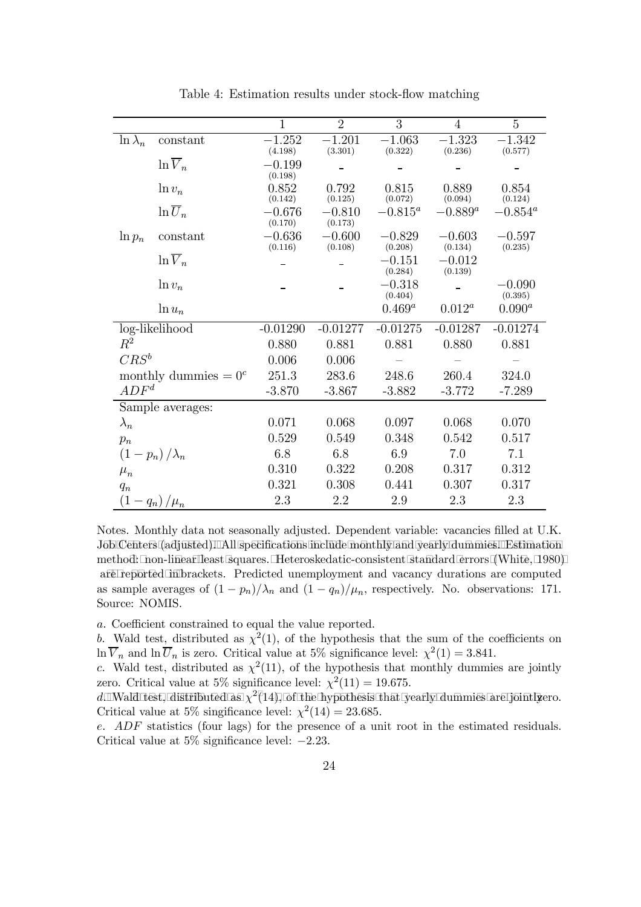Table 4: Estimation results under stock-flow matching

| | | 1 | 2 | 3 | 4 | 5 |
|---|---|---|---|---|---|---|
| $\ln \lambda_n$ | constant | $-1.252$ (4.198) | $-1.201$ (3.301) | $-1.063$ (0.322) | $-1.323$ (0.236) | $-1.342$ (0.577) |
| | $\ln \overline{V}_n$ | $-0.199$ (0.198) | – | – | – | – |
| | $\ln v_n$ | 0.852 (0.142) | 0.792 (0.125) | 0.815 (0.072) | 0.889 (0.094) | 0.854 (0.124) |
| | $\ln \overline{U}_n$ | $-0.676$ (0.170) | $-0.810$ (0.173) | $-0.815^a$ | $-0.889^a$ | $-0.854^a$ |
| $\ln p_n$ | constant | $-0.636$ (0.116) | $-0.600$ (0.108) | $-0.829$ (0.208) | $-0.603$ (0.134) | $-0.597$ (0.235) |
| | $\ln \overline{V}_n$ | – | – | $-0.151$ (0.284) | $-0.012$ (0.139) | |
| | $\ln v_n$ | – | – | $-0.318$ (0.404) | – | $-0.090$ (0.395) |
| | $\ln u_n$ | | | $0.469^a$ | $0.012^a$ | $0.090^a$ |
| log-likelihood | | -0.01290 | -0.01277 | -0.01275 | -0.01287 | -0.01274 |
| $R^2$ | | 0.880 | 0.881 | 0.881 | 0.880 | 0.881 |
| $CRS^b$ | | 0.006 | 0.006 | – | – | – |
| monthly dummies $= 0^c$ | | 251.3 | 283.6 | 248.6 | 260.4 | 324.0 |
| $ADF^d$ | | -3.870 | -3.867 | -3.882 | -3.772 | -7.289 |
| Sample averages: | | | | | | |
| $\lambda_n$ | | 0.071 | 0.068 | 0.097 | 0.068 | 0.070 |
| $p_n$ | | 0.529 | 0.549 | 0.348 | 0.542 | 0.517 |
| $(1 - p_n)/\lambda_n$ | | 6.8 | 6.8 | 6.9 | 7.0 | 7.1 |
| $\mu_n$ | | 0.310 | 0.322 | 0.208 | 0.317 | 0.312 |
| $q_n$ | | 0.321 | 0.308 | 0.441 | 0.307 | 0.317 |
| $(1 - q_n)/\mu_n$ | | 2.3 | 2.2 | 2.9 | 2.3 | 2.3 |

Notes. Monthly data not seasonally adjusted. Dependent variable: vacancies filled at U.K. Job Centers (adjusted). All specifications include monthly and yearly dummies. Estimation method: non-linear least squares. Heteroskedatic-consistent standard errors (White, 1980) are reported in brackets. Predicted unemployment and vacancy durations are computed as sample averages of $(1 - p_n)/\lambda_n$ and $(1 - q_n)/\mu_n$, respectively. No. observations: 171. Source: NOMIS.

*a*. Coefficient constrained to equal the value reported.

*b*. Wald test, distributed as $\chi^2(1)$, of the hypothesis that the sum of the coefficients on $\ln \overline{V}_n$ and $\ln \overline{U}_n$ is zero. Critical value at 5% significance level: $\chi^2(1) = 3.841$.

*c*. Wald test, distributed as $\chi^2(11)$, of the hypothesis that monthly dummies are jointly zero. Critical value at 5% significance level: $\chi^2(11) = 19.675$.

*d*. Wald test, distributed as $\chi^2(14)$, of the hypothesis that yearly dummies are jointly zero. Critical value at 5% singificance level: $\chi^2(14) = 23.685$.

*e*. $ADF$ statistics (four lags) for the presence of a unit root in the estimated residuals. Critical value at 5% significance level: $-2.23$.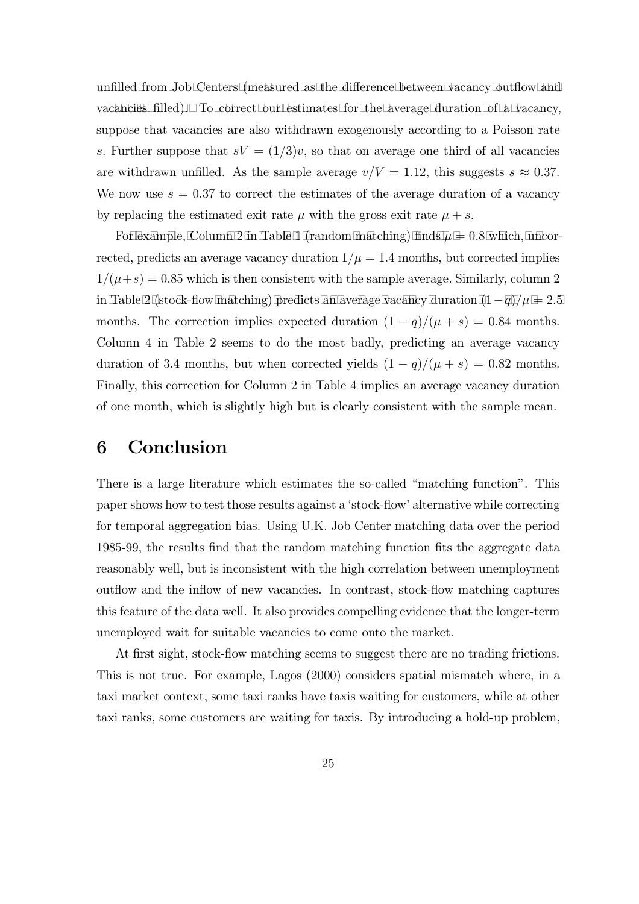unfilled from Job Centers (measured as the difference between vacancy outflow and vacancies filled). To correct our estimates for the average duration of a vacancy, suppose that vacancies are also withdrawn exogenously according to a Poisson rate $s$. Further suppose that $sV = (1/3)v$, so that on average one third of all vacancies are withdrawn unfilled. As the sample average $v/V = 1.12$, this suggests $s \approx 0.37$. We now use $s = 0.37$ to correct the estimates of the average duration of a vacancy by replacing the estimated exit rate $\mu$ with the gross exit rate $\mu + s$.

For example, Column 2 in Table 1 (random matching) finds $\mu = 0.8$ which, uncorrected, predicts an average vacancy duration $1/\mu = 1.4$ months, but corrected implies $1/(\mu+s) = 0.85$ which is then consistent with the sample average. Similarly, column 2 in Table 2 (stock-flow matching) predicts an average vacancy duration $(1-q)/\mu = 2.5$ months. The correction implies expected duration $(1 - q)/(\mu + s) = 0.84$ months. Column 4 in Table 2 seems to do the most badly, predicting an average vacancy duration of 3.4 months, but when corrected yields $(1 - q)/(\mu + s) = 0.82$ months. Finally, this correction for Column 2 in Table 4 implies an average vacancy duration of one month, which is slightly high but is clearly consistent with the sample mean.

# 6 Conclusion

There is a large literature which estimates the so-called "matching function". This paper shows how to test those results against a 'stock-flow' alternative while correcting for temporal aggregation bias. Using U.K. Job Center matching data over the period 1985-99, the results find that the random matching function fits the aggregate data reasonably well, but is inconsistent with the high correlation between unemployment outflow and the inflow of new vacancies. In contrast, stock-flow matching captures this feature of the data well. It also provides compelling evidence that the longer-term unemployed wait for suitable vacancies to come onto the market.

At first sight, stock-flow matching seems to suggest there are no trading frictions. This is not true. For example, Lagos (2000) considers spatial mismatch where, in a taxi market context, some taxi ranks have taxis waiting for customers, while at other taxi ranks, some customers are waiting for taxis. By introducing a hold-up problem,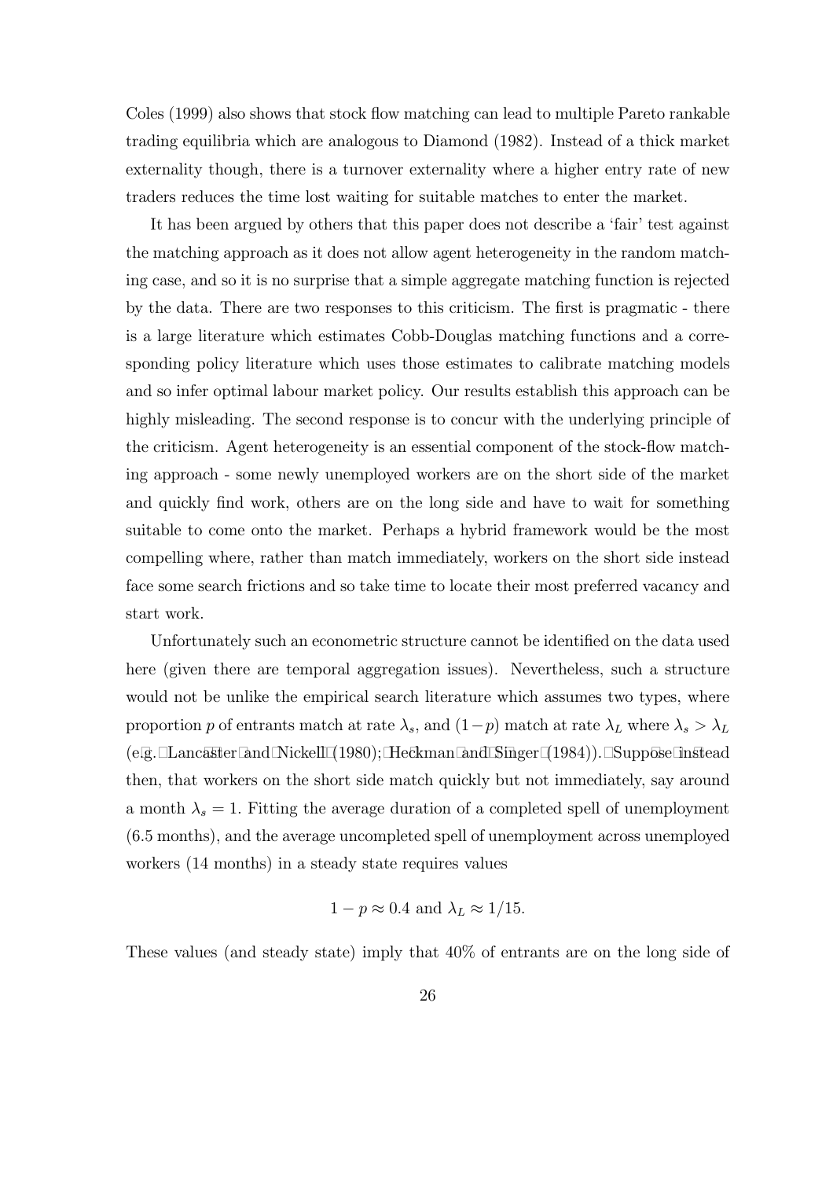Coles (1999) also shows that stock flow matching can lead to multiple Pareto rankable trading equilibria which are analogous to Diamond (1982). Instead of a thick market externality though, there is a turnover externality where a higher entry rate of new traders reduces the time lost waiting for suitable matches to enter the market.

It has been argued by others that this paper does not describe a 'fair' test against the matching approach as it does not allow agent heterogeneity in the random matching case, and so it is no surprise that a simple aggregate matching function is rejected by the data. There are two responses to this criticism. The first is pragmatic - there is a large literature which estimates Cobb-Douglas matching functions and a corresponding policy literature which uses those estimates to calibrate matching models and so infer optimal labour market policy. Our results establish this approach can be highly misleading. The second response is to concur with the underlying principle of the criticism. Agent heterogeneity is an essential component of the stock-flow matching approach - some newly unemployed workers are on the short side of the market and quickly find work, others are on the long side and have to wait for something suitable to come onto the market. Perhaps a hybrid framework would be the most compelling where, rather than match immediately, workers on the short side instead face some search frictions and so take time to locate their most preferred vacancy and start work.

Unfortunately such an econometric structure cannot be identified on the data used here (given there are temporal aggregation issues). Nevertheless, such a structure would not be unlike the empirical search literature which assumes two types, where proportion $p$ of entrants match at rate $\lambda_s$, and $(1-p)$ match at rate $\lambda_L$ where $\lambda_s > \lambda_L$ (e.g. Lancaster and Nickell (1980); Heckman and Singer (1984)). Suppose instead then, that workers on the short side match quickly but not immediately, say around a month $\lambda_s = 1$. Fitting the average duration of a completed spell of unemployment (6.5 months), and the average uncompleted spell of unemployment across unemployed workers (14 months) in a steady state requires values

$$1 - p \approx 0.4 \text{ and } \lambda_L \approx 1/15.$$

These values (and steady state) imply that 40% of entrants are on the long side of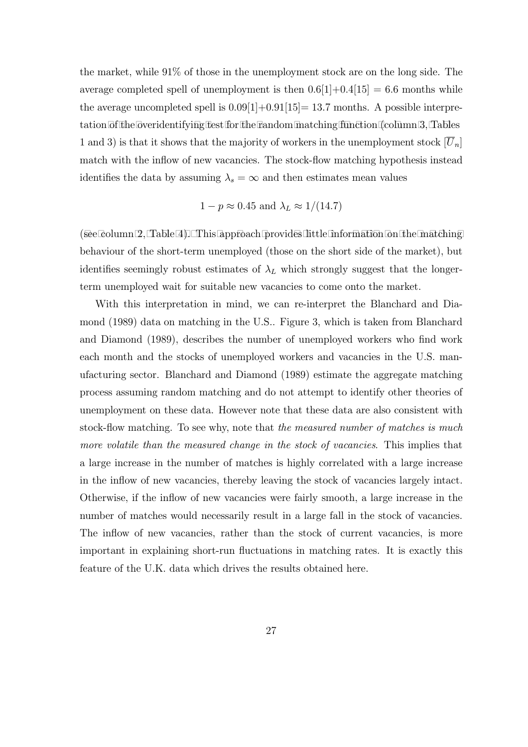the market, while 91% of those in the unemployment stock are on the long side. The average completed spell of unemployment is then 0.6[1]+0.4[15] = 6.6 months while the average uncompleted spell is 0.09[1]+0.91[15]= 13.7 months. A possible interpretation of the overidentifying test for the random matching function (column 3, Tables 1 and 3) is that it shows that the majority of workers in the unemployment stock $[\overline{U}_n]$ match with the inflow of new vacancies. The stock-flow matching hypothesis instead identifies the data by assuming $\lambda_s = \infty$ and then estimates mean values

$$1 - p \approx 0.45 \text{ and } \lambda_L \approx 1/(14.7)$$

(see column 2, Table 4). This approach provides little information on the matching behaviour of the short-term unemployed (those on the short side of the market), but identifies seemingly robust estimates of $\lambda_L$ which strongly suggest that the longer-term unemployed wait for suitable new vacancies to come onto the market.

With this interpretation in mind, we can re-interpret the Blanchard and Diamond (1989) data on matching in the U.S.. Figure 3, which is taken from Blanchard and Diamond (1989), describes the number of unemployed workers who find work each month and the stocks of unemployed workers and vacancies in the U.S. manufacturing sector. Blanchard and Diamond (1989) estimate the aggregate matching process assuming random matching and do not attempt to identify other theories of unemployment on these data. However note that these data are also consistent with stock-flow matching. To see why, note that *the measured number of matches is much more volatile than the measured change in the stock of vacancies*. This implies that a large increase in the number of matches is highly correlated with a large increase in the inflow of new vacancies, thereby leaving the stock of vacancies largely intact. Otherwise, if the inflow of new vacancies were fairly smooth, a large increase in the number of matches would necessarily result in a large fall in the stock of vacancies. The inflow of new vacancies, rather than the stock of current vacancies, is more important in explaining short-run fluctuations in matching rates. It is exactly this feature of the U.K. data which drives the results obtained here.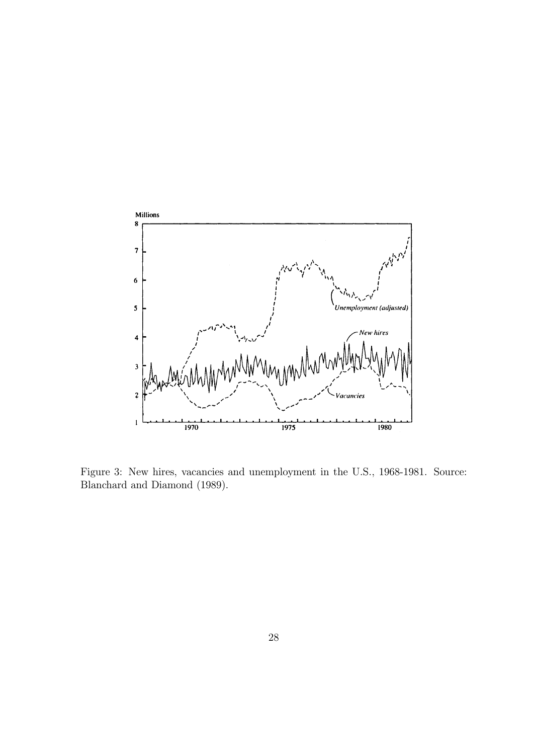Figure 3: New hires, vacancies and unemployment in the U.S., 1968-1981. Source: Blanchard and Diamond (1989).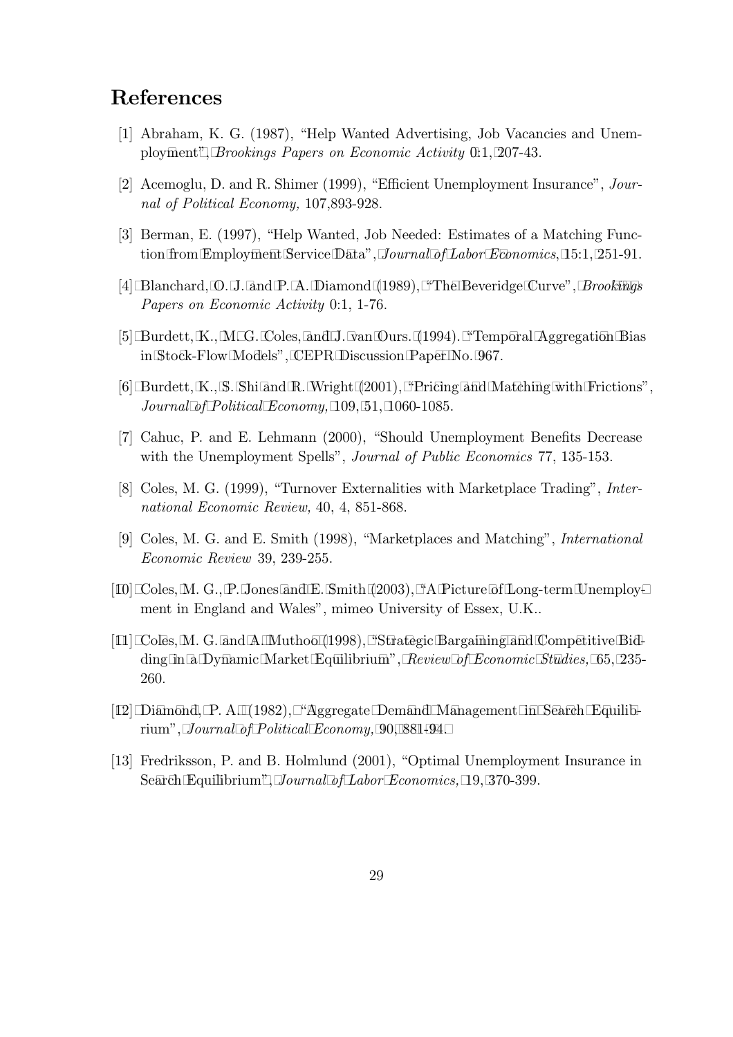# References

[1] Abraham, K. G. (1987), "Help Wanted Advertising, Job Vacancies and Unemployment", *Brookings Papers on Economic Activity* 0:1, 207-43.

[2] Acemoglu, D. and R. Shimer (1999), "Efficient Unemployment Insurance", *Journal of Political Economy,* 107,893-928.

[3] Berman, E. (1997), "Help Wanted, Job Needed: Estimates of a Matching Function from Employment Service Data", *Journal of Labor Economics,* 15:1, 251-91.

[4] Blanchard, O. J. and P. A. Diamond (1989), "The Beveridge Curve", *Brookings Papers on Economic Activity* 0:1, 1-76.

[5] Burdett, K., M. G. Coles, and J. van Ours. (1994). "Temporal Aggregation Bias in Stock-Flow Models", CEPR Discussion Paper No. 967.

[6] Burdett, K., S. Shi and R. Wright (2001), "Pricing and Matching with Frictions", *Journal of Political Economy,* 109, 51, 1060-1085.

[7] Cahuc, P. and E. Lehmann (2000), "Should Unemployment Benefits Decrease with the Unemployment Spells", *Journal of Public Economics* 77, 135-153.

[8] Coles, M. G. (1999), "Turnover Externalities with Marketplace Trading", *International Economic Review,* 40, 4, 851-868.

[9] Coles, M. G. and E. Smith (1998), "Marketplaces and Matching", *International Economic Review* 39, 239-255.

[10] Coles, M. G., P. Jones and E. Smith (2003), "A Picture of Long-term Unemployment in England and Wales", mimeo University of Essex, U.K..

[11] Coles, M. G. and A. Muthoo (1998), "Strategic Bargaining and Competitive Bidding in a Dynamic Market Equilibrium", *Review of Economic Studies,* 65, 235-260.

[12] Diamond, P. A. (1982), "Aggregate Demand Management in Search Equilibrium", *Journal of Political Economy,* 90, 881-94.

[13] Fredriksson, P. and B. Holmlund (2001), "Optimal Unemployment Insurance in Search Equilibrium", *Journal of Labor Economics,* 19, 370-399.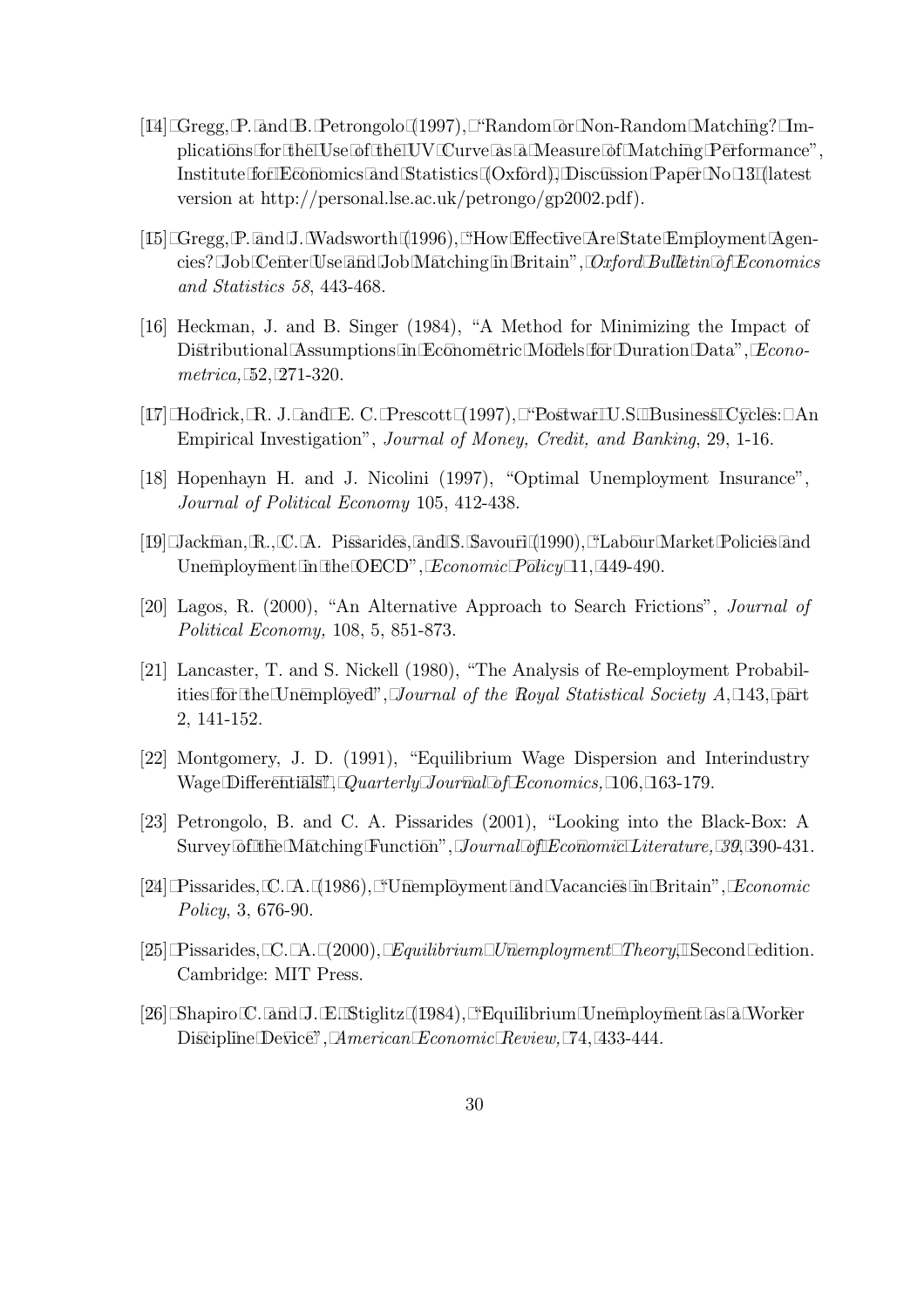[14] Gregg, P. and B. Petrongolo (1997), "Random or Non-Random Matching? Implications for the Use of the UV Curve as a Measure of Matching Performance", Institute for Economics and Statistics (Oxford), Discussion Paper No 13 (latest version at http://personal.lse.ac.uk/petrongo/gp2002.pdf).

[15] Gregg, P. and J. Wadsworth (1996), "How Effective Are State Employment Agencies? Job Center Use and Job Matching in Britain", *Oxford Bulletin of Economics and Statistics 58*, 443-468.

[16] Heckman, J. and B. Singer (1984), "A Method for Minimizing the Impact of Distributional Assumptions in Econometric Models for Duration Data", *Econometrica,* 52, 271-320.

[17] Hodrick, R. J. and E. C. Prescott (1997), "Postwar U.S. Business Cycles: An Empirical Investigation", *Journal of Money, Credit, and Banking*, 29, 1-16.

[18] Hopenhayn H. and J. Nicolini (1997), "Optimal Unemployment Insurance", *Journal of Political Economy* 105, 412-438.

[19] Jackman, R., C. A. Pissarides, and S. Savouri (1990), "Labour Market Policies and Unemployment in the OECD", *Economic Policy* 11, 449-490.

[20] Lagos, R. (2000), "An Alternative Approach to Search Frictions", *Journal of Political Economy,* 108, 5, 851-873.

[21] Lancaster, T. and S. Nickell (1980), "The Analysis of Re-employment Probabilities for the Unemployed", *Journal of the Royal Statistical Society A*, 143, part 2, 141-152.

[22] Montgomery, J. D. (1991), "Equilibrium Wage Dispersion and Interindustry Wage Differentials", *Quarterly Journal of Economics,* 106, 163-179.

[23] Petrongolo, B. and C. A. Pissarides (2001), "Looking into the Black-Box: A Survey of the Matching Function", *Journal of Economic Literature, 39*, 390-431.

[24] Pissarides, C. A. (1986), "Unemployment and Vacancies in Britain", *Economic Policy*, 3, 676-90.

[25] Pissarides, C. A. (2000), *Equilibrium Unemployment Theory*, Second edition. Cambridge: MIT Press.

[26] Shapiro C. and J. E. Stiglitz (1984), "Equilibrium Unemployment as a Worker Discipline Device", *American Economic Review,* 74, 433-444.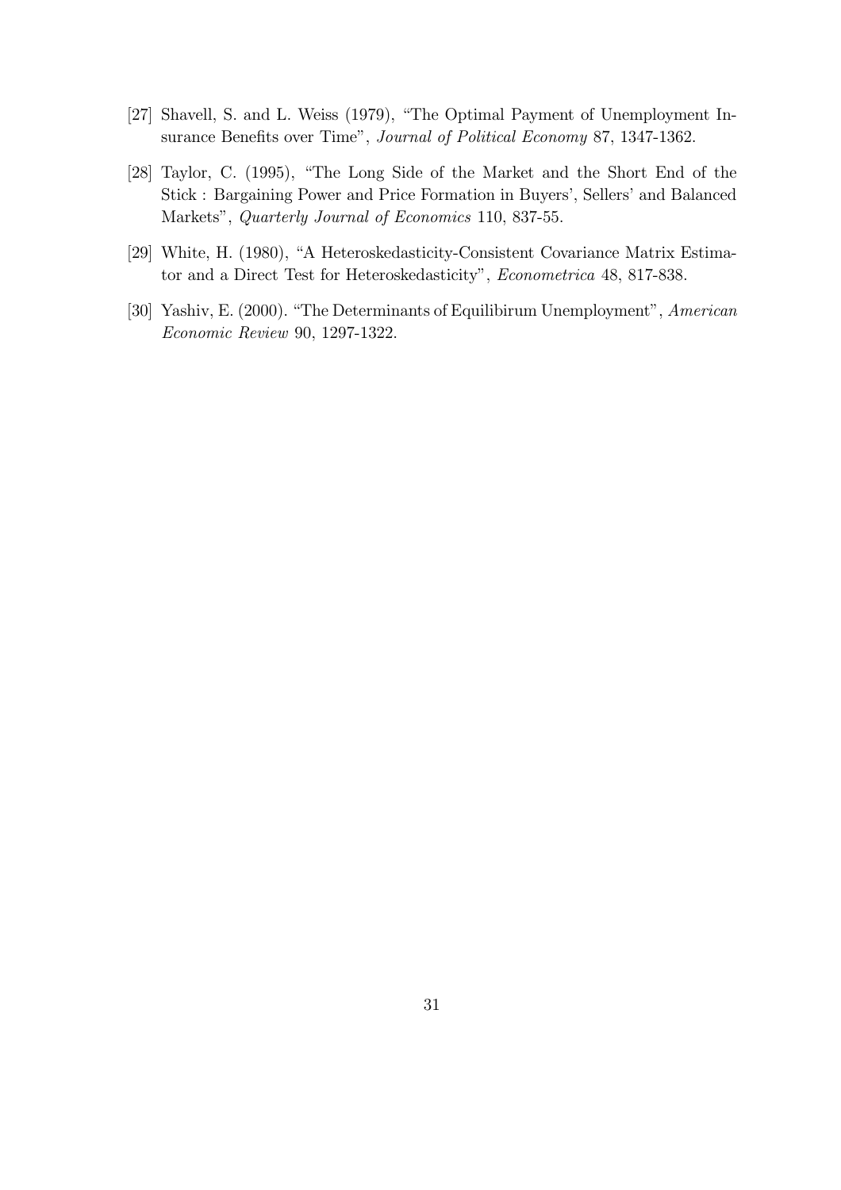[27] Shavell, S. and L. Weiss (1979), "The Optimal Payment of Unemployment Insurance Benefits over Time", *Journal of Political Economy* 87, 1347-1362.

[28] Taylor, C. (1995), "The Long Side of the Market and the Short End of the Stick : Bargaining Power and Price Formation in Buyers', Sellers' and Balanced Markets", *Quarterly Journal of Economics* 110, 837-55.

[29] White, H. (1980), "A Heteroskedasticity-Consistent Covariance Matrix Estimator and a Direct Test for Heteroskedasticity", *Econometrica* 48, 817-838.

[30] Yashiv, E. (2000). "The Determinants of Equilibirum Unemployment", *American Economic Review* 90, 1297-1322.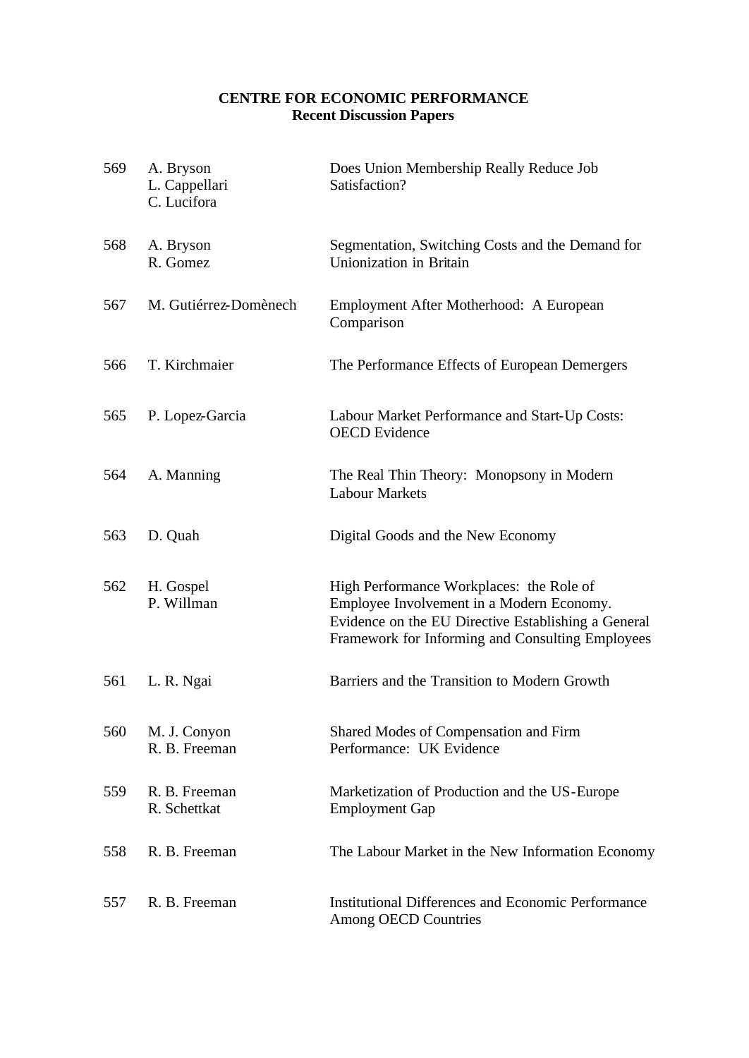**CENTRE FOR ECONOMIC PERFORMANCE**
**Recent Discussion Papers**

| | | |
|---|---|---|
| 569 | A. Bryson<br>L. Cappellari<br>C. Lucifora | Does Union Membership Really Reduce Job Satisfaction? |
| 568 | A. Bryson<br>R. Gomez | Segmentation, Switching Costs and the Demand for Unionization in Britain |
| 567 | M. Gutiérrez-Domènech | Employment After Motherhood: A European Comparison |
| 566 | T. Kirchmaier | The Performance Effects of European Demergers |
| 565 | P. Lopez-Garcia | Labour Market Performance and Start-Up Costs: OECD Evidence |
| 564 | A. Manning | The Real Thin Theory: Monopsony in Modern Labour Markets |
| 563 | D. Quah | Digital Goods and the New Economy |
| 562 | H. Gospel<br>P. Willman | High Performance Workplaces: the Role of Employee Involvement in a Modern Economy. Evidence on the EU Directive Establishing a General Framework for Informing and Consulting Employees |
| 561 | L. R. Ngai | Barriers and the Transition to Modern Growth |
| 560 | M. J. Conyon<br>R. B. Freeman | Shared Modes of Compensation and Firm Performance: UK Evidence |
| 559 | R. B. Freeman<br>R. Schettkat | Marketization of Production and the US-Europe Employment Gap |
| 558 | R. B. Freeman | The Labour Market in the New Information Economy |
| 557 | R. B. Freeman | Institutional Differences and Economic Performance Among OECD Countries |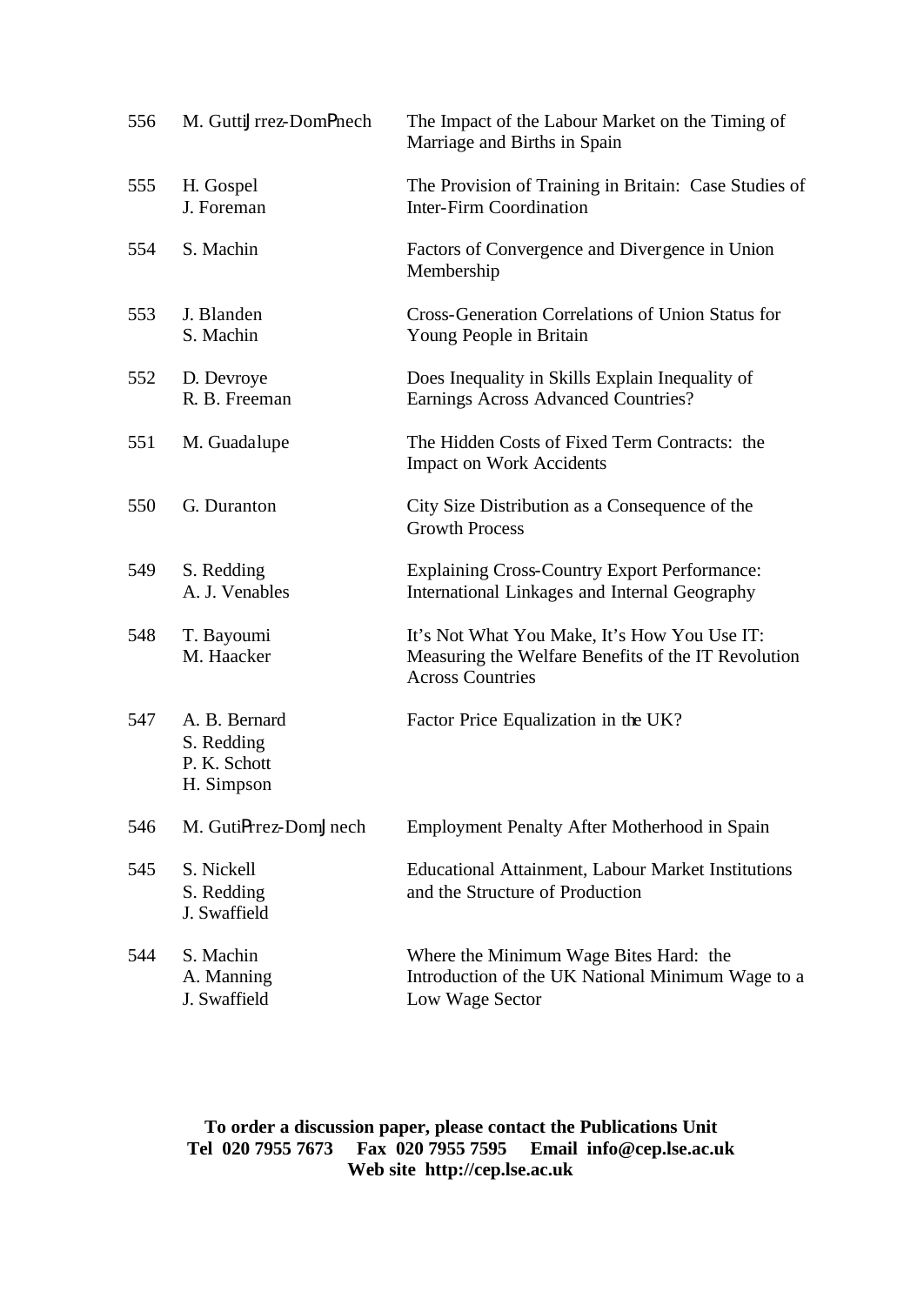| | | |
|---|---|---|
| 556 | M. GuttiJrrez-DomPnech | The Impact of the Labour Market on the Timing of Marriage and Births in Spain |
| 555 | H. Gospel<br>J. Foreman | The Provision of Training in Britain: Case Studies of Inter-Firm Coordination |
| 554 | S. Machin | Factors of Convergence and Divergence in Union Membership |
| 553 | J. Blanden<br>S. Machin | Cross-Generation Correlations of Union Status for Young People in Britain |
| 552 | D. Devroye<br>R. B. Freeman | Does Inequality in Skills Explain Inequality of Earnings Across Advanced Countries? |
| 551 | M. Guadalupe | The Hidden Costs of Fixed Term Contracts: the Impact on Work Accidents |
| 550 | G. Duranton | City Size Distribution as a Consequence of the Growth Process |
| 549 | S. Redding<br>A. J. Venables | Explaining Cross-Country Export Performance: International Linkages and Internal Geography |
| 548 | T. Bayoumi<br>M. Haacker | It's Not What You Make, It's How You Use IT: Measuring the Welfare Benefits of the IT Revolution Across Countries |
| 547 | A. B. Bernard<br>S. Redding<br>P. K. Schott<br>H. Simpson | Factor Price Equalization in the UK? |
| 546 | M. GutiPrrez-DomJnech | Employment Penalty After Motherhood in Spain |
| 545 | S. Nickell<br>S. Redding<br>J. Swaffield | Educational Attainment, Labour Market Institutions and the Structure of Production |
| 544 | S. Machin<br>A. Manning<br>J. Swaffield | Where the Minimum Wage Bites Hard: the Introduction of the UK National Minimum Wage to a Low Wage Sector |

**To order a discussion paper, please contact the Publications Unit**
**Tel 020 7955 7673 Fax 020 7955 7595 Email info@cep.lse.ac.uk**
**Web site http://cep.lse.ac.uk**